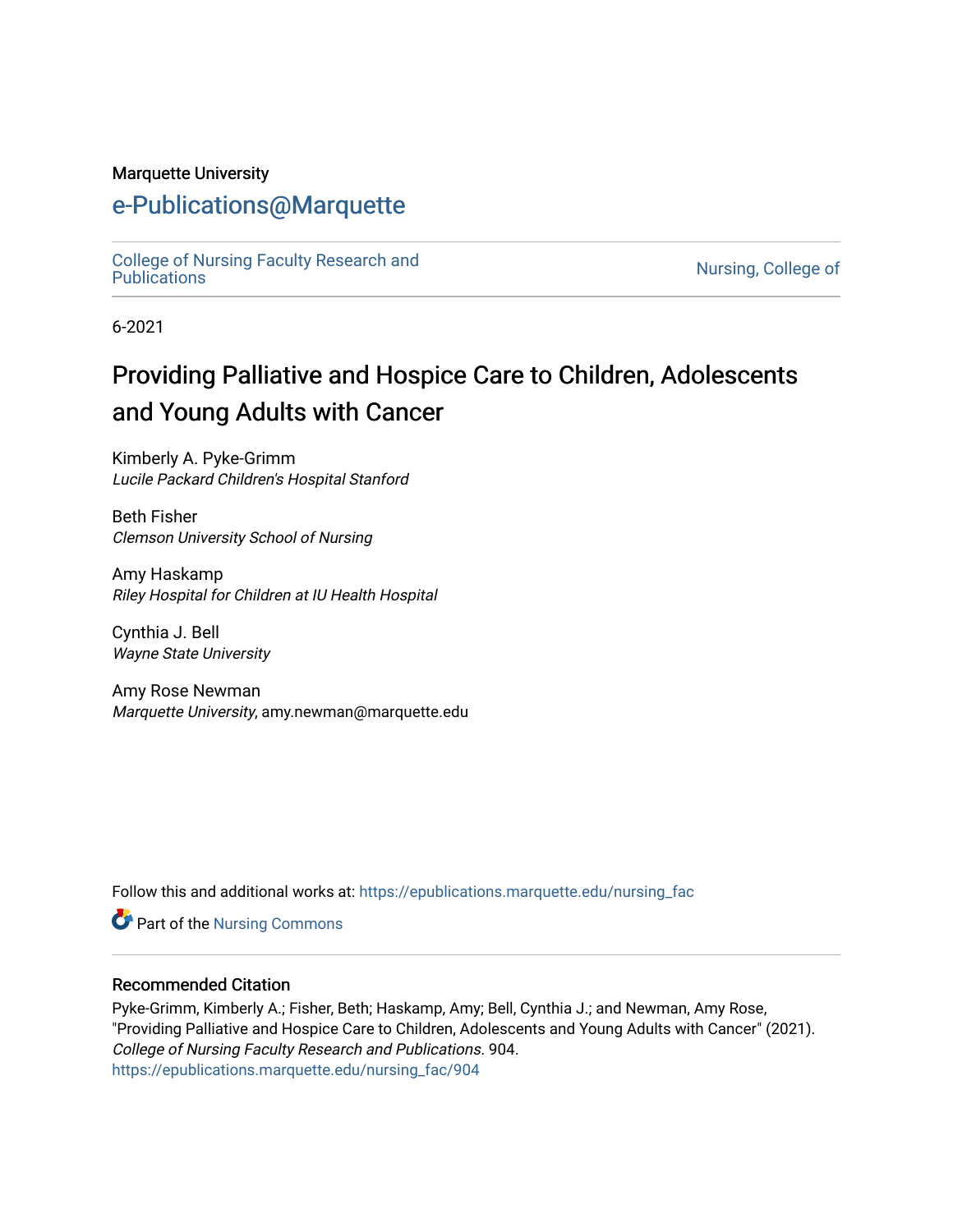Marquette University

# e-Publications@Marquette

College of Nursing Faculty Research and Publications | Nursing, College of

6-2021

## Providing Palliative and Hospice Care to Children, Adolescents and Young Adults with Cancer

Kimberly A. Pyke-Grimm
*Lucile Packard Children's Hospital Stanford*

Beth Fisher
*Clemson University School of Nursing*

Amy Haskamp
*Riley Hospital for Children at IU Health Hospital*

Cynthia J. Bell
*Wayne State University*

Amy Rose Newman
*Marquette University*, amy.newman@marquette.edu

Follow this and additional works at: https://epublications.marquette.edu/nursing_fac

Part of the Nursing Commons

### Recommended Citation

Pyke-Grimm, Kimberly A.; Fisher, Beth; Haskamp, Amy; Bell, Cynthia J.; and Newman, Amy Rose, "Providing Palliative and Hospice Care to Children, Adolescents and Young Adults with Cancer" (2021). *College of Nursing Faculty Research and Publications*. 904.
https://epublications.marquette.edu/nursing_fac/904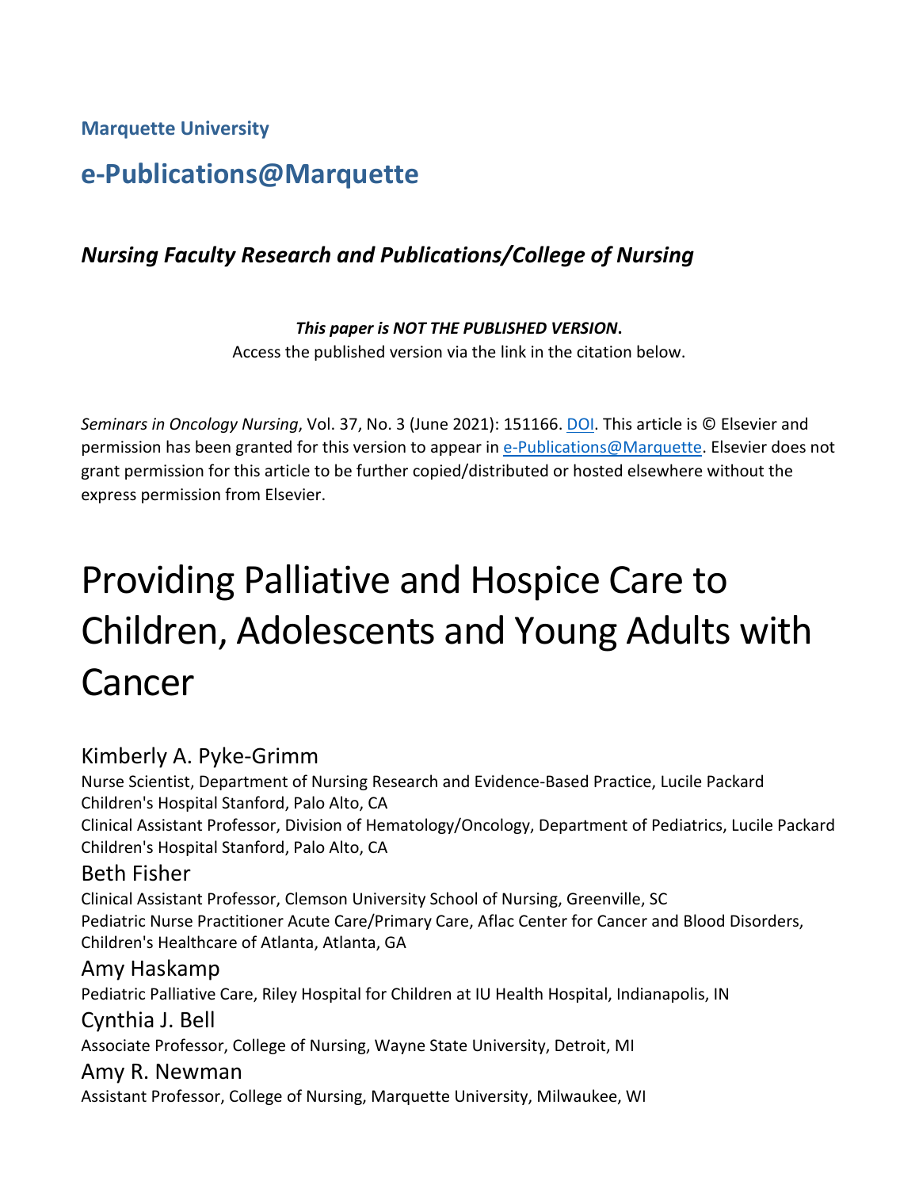**Marquette University**

## e-Publications@Marquette

### *Nursing Faculty Research and Publications/College of Nursing*

***This paper is NOT THE PUBLISHED VERSION*.**
Access the published version via the link in the citation below.

*Seminars in Oncology Nursing*, Vol. 37, No. 3 (June 2021): 151166. DOI. This article is © Elsevier and permission has been granted for this version to appear in e-Publications@Marquette. Elsevier does not grant permission for this article to be further copied/distributed or hosted elsewhere without the express permission from Elsevier.

# Providing Palliative and Hospice Care to Children, Adolescents and Young Adults with Cancer

Kimberly A. Pyke-Grimm
Nurse Scientist, Department of Nursing Research and Evidence-Based Practice, Lucile Packard Children's Hospital Stanford, Palo Alto, CA
Clinical Assistant Professor, Division of Hematology/Oncology, Department of Pediatrics, Lucile Packard Children's Hospital Stanford, Palo Alto, CA

Beth Fisher
Clinical Assistant Professor, Clemson University School of Nursing, Greenville, SC
Pediatric Nurse Practitioner Acute Care/Primary Care, Aflac Center for Cancer and Blood Disorders, Children's Healthcare of Atlanta, Atlanta, GA

Amy Haskamp
Pediatric Palliative Care, Riley Hospital for Children at IU Health Hospital, Indianapolis, IN

Cynthia J. Bell
Associate Professor, College of Nursing, Wayne State University, Detroit, MI

Amy R. Newman
Assistant Professor, College of Nursing, Marquette University, Milwaukee, WI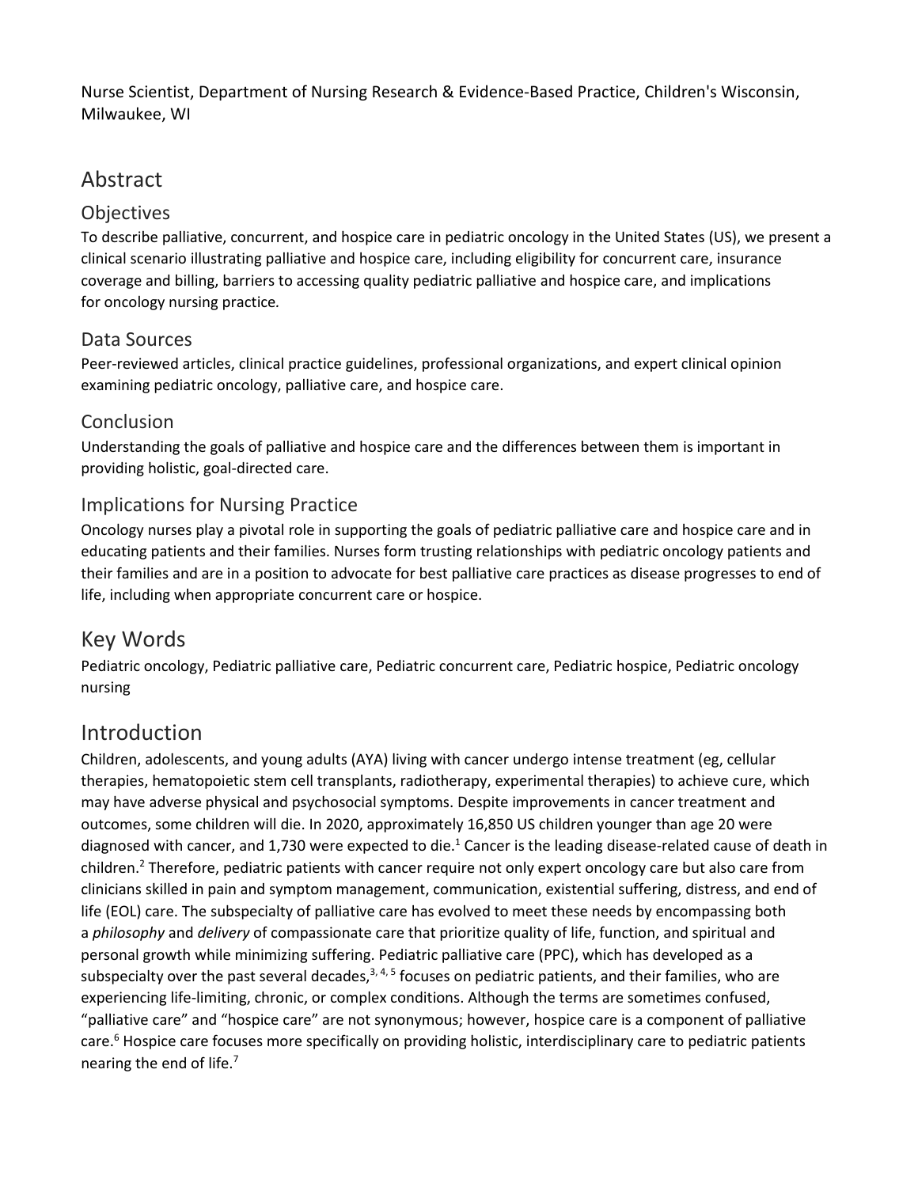Nurse Scientist, Department of Nursing Research & Evidence-Based Practice, Children's Wisconsin, Milwaukee, WI

## Abstract

### Objectives

To describe palliative, concurrent, and hospice care in pediatric oncology in the United States (US), we present a clinical scenario illustrating palliative and hospice care, including eligibility for concurrent care, insurance coverage and billing, barriers to accessing quality pediatric palliative and hospice care, and implications for oncology nursing practice.

### Data Sources

Peer-reviewed articles, clinical practice guidelines, professional organizations, and expert clinical opinion examining pediatric oncology, palliative care, and hospice care.

### Conclusion

Understanding the goals of palliative and hospice care and the differences between them is important in providing holistic, goal-directed care.

### Implications for Nursing Practice

Oncology nurses play a pivotal role in supporting the goals of pediatric palliative care and hospice care and in educating patients and their families. Nurses form trusting relationships with pediatric oncology patients and their families and are in a position to advocate for best palliative care practices as disease progresses to end of life, including when appropriate concurrent care or hospice.

## Key Words

Pediatric oncology, Pediatric palliative care, Pediatric concurrent care, Pediatric hospice, Pediatric oncology nursing

## Introduction

Children, adolescents, and young adults (AYA) living with cancer undergo intense treatment (eg, cellular therapies, hematopoietic stem cell transplants, radiotherapy, experimental therapies) to achieve cure, which may have adverse physical and psychosocial symptoms. Despite improvements in cancer treatment and outcomes, some children will die. In 2020, approximately 16,850 US children younger than age 20 were diagnosed with cancer, and 1,730 were expected to die.[1] Cancer is the leading disease-related cause of death in children.[2] Therefore, pediatric patients with cancer require not only expert oncology care but also care from clinicians skilled in pain and symptom management, communication, existential suffering, distress, and end of life (EOL) care. The subspecialty of palliative care has evolved to meet these needs by encompassing both a *philosophy* and *delivery* of compassionate care that prioritize quality of life, function, and spiritual and personal growth while minimizing suffering. Pediatric palliative care (PPC), which has developed as a subspecialty over the past several decades,[3, 4, 5] focuses on pediatric patients, and their families, who are experiencing life-limiting, chronic, or complex conditions. Although the terms are sometimes confused, "palliative care" and "hospice care" are not synonymous; however, hospice care is a component of palliative care.[6] Hospice care focuses more specifically on providing holistic, interdisciplinary care to pediatric patients nearing the end of life.[7]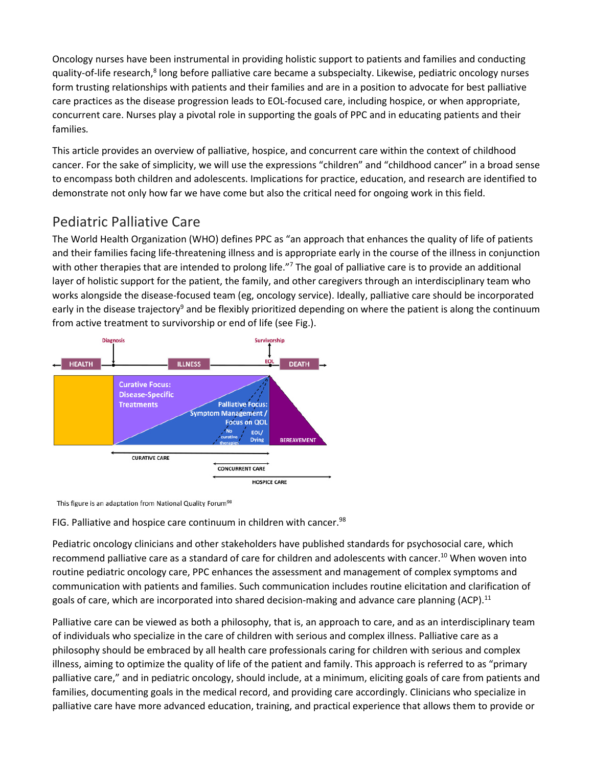Oncology nurses have been instrumental in providing holistic support to patients and families and conducting quality-of-life research,[8] long before palliative care became a subspecialty. Likewise, pediatric oncology nurses form trusting relationships with patients and their families and are in a position to advocate for best palliative care practices as the disease progression leads to EOL-focused care, including hospice, or when appropriate, concurrent care. Nurses play a pivotal role in supporting the goals of PPC and in educating patients and their families.

This article provides an overview of palliative, hospice, and concurrent care within the context of childhood cancer. For the sake of simplicity, we will use the expressions "children" and "childhood cancer" in a broad sense to encompass both children and adolescents. Implications for practice, education, and research are identified to demonstrate not only how far we have come but also the critical need for ongoing work in this field.

## Pediatric Palliative Care

The World Health Organization (WHO) defines PPC as "an approach that enhances the quality of life of patients and their families facing life-threatening illness and is appropriate early in the course of the illness in conjunction with other therapies that are intended to prolong life."[7] The goal of palliative care is to provide an additional layer of holistic support for the patient, the family, and other caregivers through an interdisciplinary team who works alongside the disease-focused team (eg, oncology service). Ideally, palliative care should be incorporated early in the disease trajectory[9] and be flexibly prioritized depending on where the patient is along the continuum from active treatment to survivorship or end of life (see Fig.).

This figure is an adaptation from National Quality Forum[98]

FIG. Palliative and hospice care continuum in children with cancer.[98]

Pediatric oncology clinicians and other stakeholders have published standards for psychosocial care, which recommend palliative care as a standard of care for children and adolescents with cancer.[10] When woven into routine pediatric oncology care, PPC enhances the assessment and management of complex symptoms and communication with patients and families. Such communication includes routine elicitation and clarification of goals of care, which are incorporated into shared decision-making and advance care planning (ACP).[11]

Palliative care can be viewed as both a philosophy, that is, an approach to care, and as an interdisciplinary team of individuals who specialize in the care of children with serious and complex illness. Palliative care as a philosophy should be embraced by all health care professionals caring for children with serious and complex illness, aiming to optimize the quality of life of the patient and family. This approach is referred to as "primary palliative care," and in pediatric oncology, should include, at a minimum, eliciting goals of care from patients and families, documenting goals in the medical record, and providing care accordingly. Clinicians who specialize in palliative care have more advanced education, training, and practical experience that allows them to provide or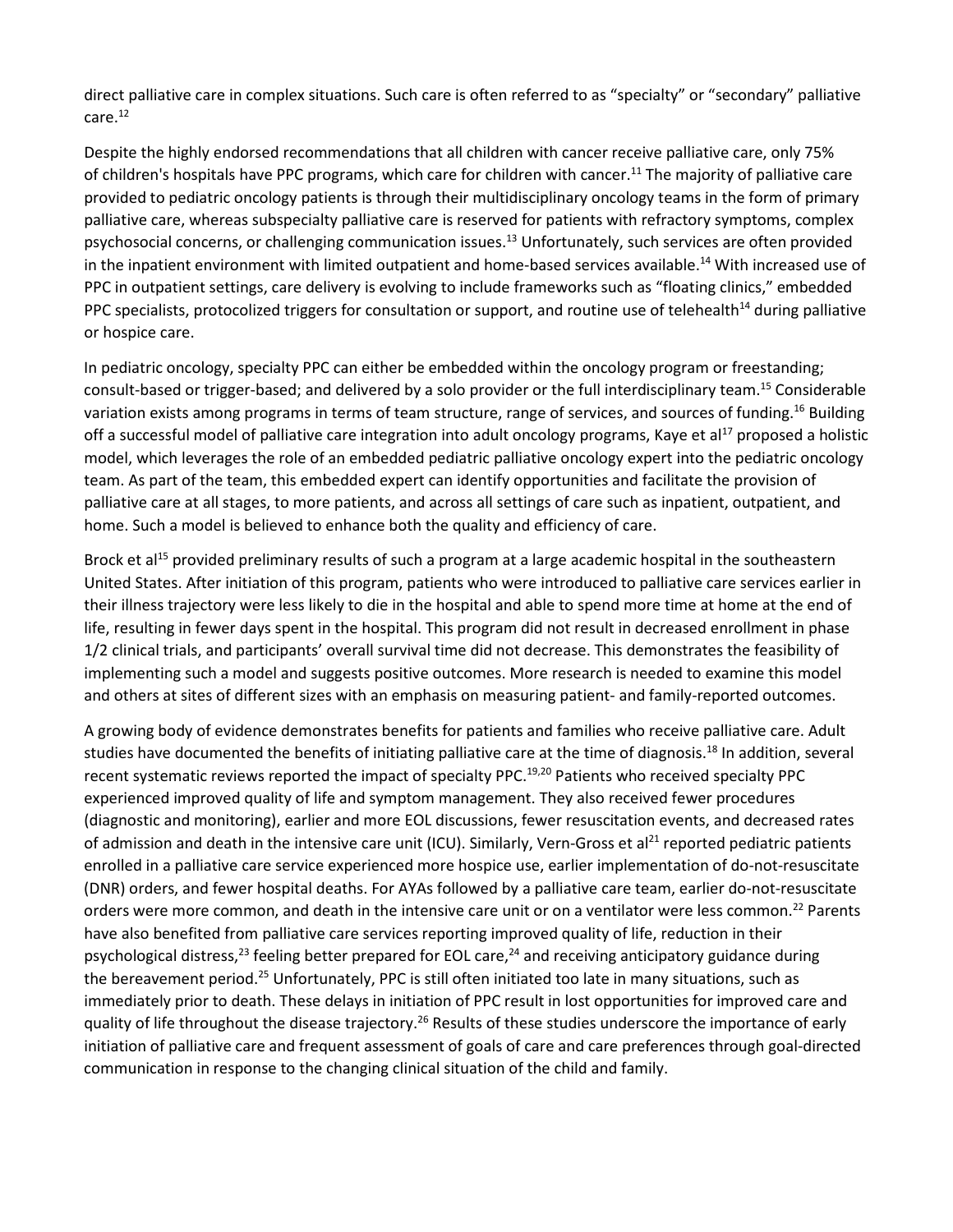direct palliative care in complex situations. Such care is often referred to as "specialty" or "secondary" palliative care.[12]

Despite the highly endorsed recommendations that all children with cancer receive palliative care, only 75% of children's hospitals have PPC programs, which care for children with cancer.[11] The majority of palliative care provided to pediatric oncology patients is through their multidisciplinary oncology teams in the form of primary palliative care, whereas subspecialty palliative care is reserved for patients with refractory symptoms, complex psychosocial concerns, or challenging communication issues.[13] Unfortunately, such services are often provided in the inpatient environment with limited outpatient and home-based services available.[14] With increased use of PPC in outpatient settings, care delivery is evolving to include frameworks such as "floating clinics," embedded PPC specialists, protocolized triggers for consultation or support, and routine use of telehealth[14] during palliative or hospice care.

In pediatric oncology, specialty PPC can either be embedded within the oncology program or freestanding; consult-based or trigger-based; and delivered by a solo provider or the full interdisciplinary team.[15] Considerable variation exists among programs in terms of team structure, range of services, and sources of funding.[16] Building off a successful model of palliative care integration into adult oncology programs, Kaye et al[17] proposed a holistic model, which leverages the role of an embedded pediatric palliative oncology expert into the pediatric oncology team. As part of the team, this embedded expert can identify opportunities and facilitate the provision of palliative care at all stages, to more patients, and across all settings of care such as inpatient, outpatient, and home. Such a model is believed to enhance both the quality and efficiency of care.

Brock et al[15] provided preliminary results of such a program at a large academic hospital in the southeastern United States. After initiation of this program, patients who were introduced to palliative care services earlier in their illness trajectory were less likely to die in the hospital and able to spend more time at home at the end of life, resulting in fewer days spent in the hospital. This program did not result in decreased enrollment in phase 1/2 clinical trials, and participants' overall survival time did not decrease. This demonstrates the feasibility of implementing such a model and suggests positive outcomes. More research is needed to examine this model and others at sites of different sizes with an emphasis on measuring patient- and family-reported outcomes.

A growing body of evidence demonstrates benefits for patients and families who receive palliative care. Adult studies have documented the benefits of initiating palliative care at the time of diagnosis.[18] In addition, several recent systematic reviews reported the impact of specialty PPC.[19,20] Patients who received specialty PPC experienced improved quality of life and symptom management. They also received fewer procedures (diagnostic and monitoring), earlier and more EOL discussions, fewer resuscitation events, and decreased rates of admission and death in the intensive care unit (ICU). Similarly, Vern-Gross et al[21] reported pediatric patients enrolled in a palliative care service experienced more hospice use, earlier implementation of do-not-resuscitate (DNR) orders, and fewer hospital deaths. For AYAs followed by a palliative care team, earlier do-not-resuscitate orders were more common, and death in the intensive care unit or on a ventilator were less common.[22] Parents have also benefited from palliative care services reporting improved quality of life, reduction in their psychological distress,[23] feeling better prepared for EOL care,[24] and receiving anticipatory guidance during the bereavement period.[25] Unfortunately, PPC is still often initiated too late in many situations, such as immediately prior to death. These delays in initiation of PPC result in lost opportunities for improved care and quality of life throughout the disease trajectory.[26] Results of these studies underscore the importance of early initiation of palliative care and frequent assessment of goals of care and care preferences through goal-directed communication in response to the changing clinical situation of the child and family.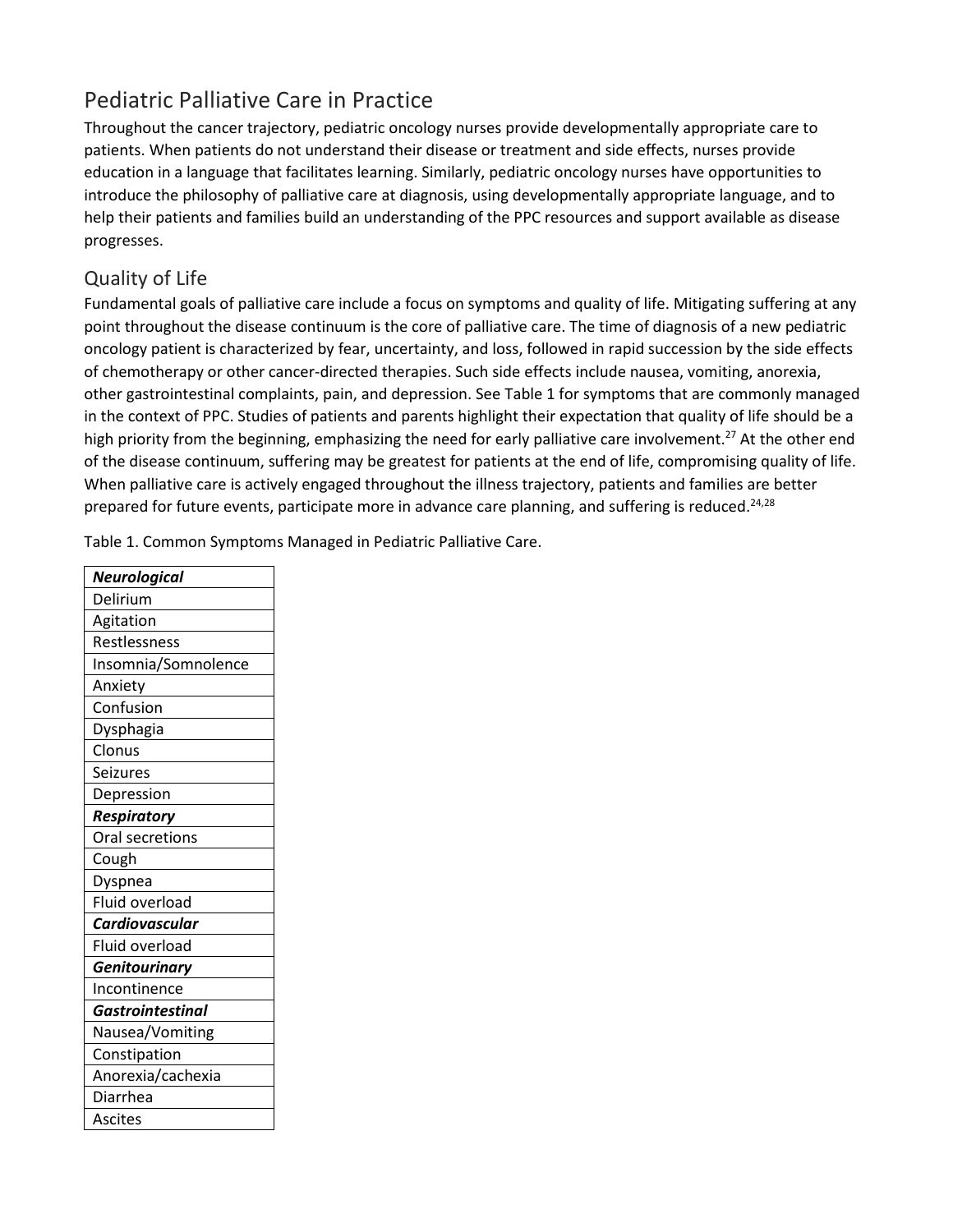## Pediatric Palliative Care in Practice

Throughout the cancer trajectory, pediatric oncology nurses provide developmentally appropriate care to patients. When patients do not understand their disease or treatment and side effects, nurses provide education in a language that facilitates learning. Similarly, pediatric oncology nurses have opportunities to introduce the philosophy of palliative care at diagnosis, using developmentally appropriate language, and to help their patients and families build an understanding of the PPC resources and support available as disease progresses.

### Quality of Life

Fundamental goals of palliative care include a focus on symptoms and quality of life. Mitigating suffering at any point throughout the disease continuum is the core of palliative care. The time of diagnosis of a new pediatric oncology patient is characterized by fear, uncertainty, and loss, followed in rapid succession by the side effects of chemotherapy or other cancer-directed therapies. Such side effects include nausea, vomiting, anorexia, other gastrointestinal complaints, pain, and depression. See Table 1 for symptoms that are commonly managed in the context of PPC. Studies of patients and parents highlight their expectation that quality of life should be a high priority from the beginning, emphasizing the need for early palliative care involvement.[27] At the other end of the disease continuum, suffering may be greatest for patients at the end of life, compromising quality of life. When palliative care is actively engaged throughout the illness trajectory, patients and families are better prepared for future events, participate more in advance care planning, and suffering is reduced.[24,28]

Table 1. Common Symptoms Managed in Pediatric Palliative Care.

| ***Neurological*** |
|---|
| Delirium |
| Agitation |
| Restlessness |
| Insomnia/Somnolence |
| Anxiety |
| Confusion |
| Dysphagia |
| Clonus |
| Seizures |
| Depression |
| ***Respiratory*** |
| Oral secretions |
| Cough |
| Dyspnea |
| Fluid overload |
| ***Cardiovascular*** |
| Fluid overload |
| ***Genitourinary*** |
| Incontinence |
| ***Gastrointestinal*** |
| Nausea/Vomiting |
| Constipation |
| Anorexia/cachexia |
| Diarrhea |
| Ascites |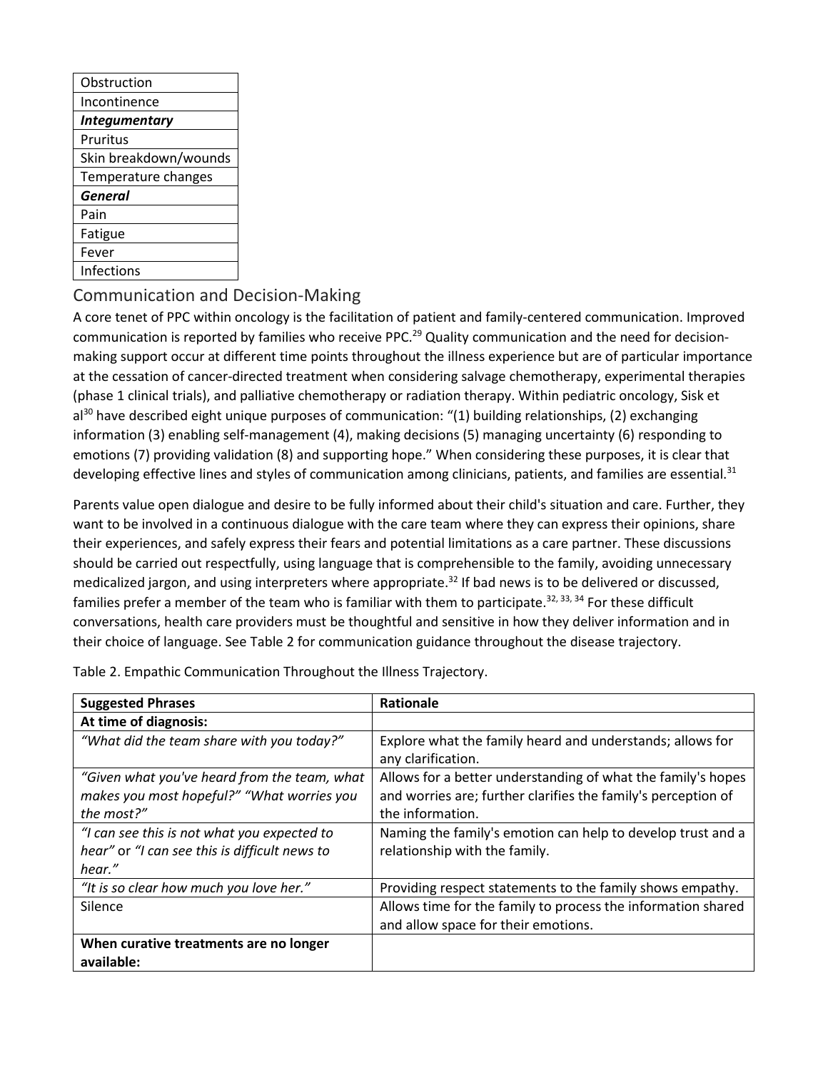| Obstruction |
|---|
| Incontinence |
| ***Integumentary*** |
| Pruritus |
| Skin breakdown/wounds |
| Temperature changes |
| ***General*** |
| Pain |
| Fatigue |
| Fever |
| Infections |

## Communication and Decision-Making

A core tenet of PPC within oncology is the facilitation of patient and family-centered communication. Improved communication is reported by families who receive PPC.[29] Quality communication and the need for decision-making support occur at different time points throughout the illness experience but are of particular importance at the cessation of cancer-directed treatment when considering salvage chemotherapy, experimental therapies (phase 1 clinical trials), and palliative chemotherapy or radiation therapy. Within pediatric oncology, Sisk et al[30] have described eight unique purposes of communication: "(1) building relationships, (2) exchanging information (3) enabling self-management (4), making decisions (5) managing uncertainty (6) responding to emotions (7) providing validation (8) and supporting hope." When considering these purposes, it is clear that developing effective lines and styles of communication among clinicians, patients, and families are essential.[31]

Parents value open dialogue and desire to be fully informed about their child's situation and care. Further, they want to be involved in a continuous dialogue with the care team where they can express their opinions, share their experiences, and safely express their fears and potential limitations as a care partner. These discussions should be carried out respectfully, using language that is comprehensible to the family, avoiding unnecessary medicalized jargon, and using interpreters where appropriate.[32] If bad news is to be delivered or discussed, families prefer a member of the team who is familiar with them to participate.[32, 33, 34] For these difficult conversations, health care providers must be thoughtful and sensitive in how they deliver information and in their choice of language. See Table 2 for communication guidance throughout the disease trajectory.

Table 2. Empathic Communication Throughout the Illness Trajectory.

| **Suggested Phrases** | **Rationale** |
|---|---|
| **At time of diagnosis:** | |
| *"What did the team share with you today?"* | Explore what the family heard and understands; allows for any clarification. |
| *"Given what you've heard from the team, what makes you most hopeful?" "What worries you the most?"* | Allows for a better understanding of what the family's hopes and worries are; further clarifies the family's perception of the information. |
| *"I can see this is not what you expected to hear"* or *"I can see this is difficult news to hear."* | Naming the family's emotion can help to develop trust and a relationship with the family. |
| *"It is so clear how much you love her."* | Providing respect statements to the family shows empathy. |
| Silence | Allows time for the family to process the information shared and allow space for their emotions. |
| **When curative treatments are no longer available:** | |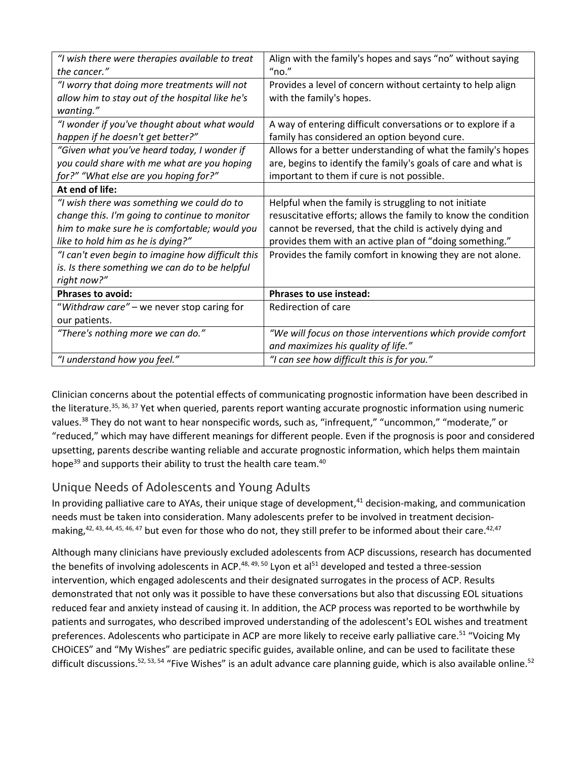| *"I wish there were therapies available to treat the cancer."* | Align with the family's hopes and says "no" without saying "no." |
|---|---|
| *"I worry that doing more treatments will not allow him to stay out of the hospital like he's wanting."* | Provides a level of concern without certainty to help align with the family's hopes. |
| *"I wonder if you've thought about what would happen if he doesn't get better?"* | A way of entering difficult conversations or to explore if a family has considered an option beyond cure. |
| *"Given what you've heard today, I wonder if you could share with me what are you hoping for?" "What else are you hoping for?"* | Allows for a better understanding of what the family's hopes are, begins to identify the family's goals of care and what is important to them if cure is not possible. |
| **At end of life:** | |
| *"I wish there was something we could do to change this. I'm going to continue to monitor him to make sure he is comfortable; would you like to hold him as he is dying?"* | Helpful when the family is struggling to not initiate resuscitative efforts; allows the family to know the condition cannot be reversed, that the child is actively dying and provides them with an active plan of "doing something." |
| *"I can't even begin to imagine how difficult this is. Is there something we can do to be helpful right now?"* | Provides the family comfort in knowing they are not alone. |
| **Phrases to avoid:** | **Phrases to use instead:** |
| "*Withdraw care*" – we never stop caring for our patients. | Redirection of care |
| *"There's nothing more we can do."* | *"We will focus on those interventions which provide comfort and maximizes his quality of life."* |
| *"I understand how you feel."* | *"I can see how difficult this is for you."* |

Clinician concerns about the potential effects of communicating prognostic information have been described in the literature.[35, 36, 37] Yet when queried, parents report wanting accurate prognostic information using numeric values.[38] They do not want to hear nonspecific words, such as, "infrequent," "uncommon," "moderate," or "reduced," which may have different meanings for different people. Even if the prognosis is poor and considered upsetting, parents describe wanting reliable and accurate prognostic information, which helps them maintain hope[39] and supports their ability to trust the health care team.[40]

## Unique Needs of Adolescents and Young Adults

In providing palliative care to AYAs, their unique stage of development,[41] decision-making, and communication needs must be taken into consideration. Many adolescents prefer to be involved in treatment decision-making,[42, 43, 44, 45, 46, 47] but even for those who do not, they still prefer to be informed about their care.[42,47]

Although many clinicians have previously excluded adolescents from ACP discussions, research has documented the benefits of involving adolescents in ACP.[48, 49, 50] Lyon et al[51] developed and tested a three-session intervention, which engaged adolescents and their designated surrogates in the process of ACP. Results demonstrated that not only was it possible to have these conversations but also that discussing EOL situations reduced fear and anxiety instead of causing it. In addition, the ACP process was reported to be worthwhile by patients and surrogates, who described improved understanding of the adolescent's EOL wishes and treatment preferences. Adolescents who participate in ACP are more likely to receive early palliative care.[51] "Voicing My CHOiCES" and "My Wishes" are pediatric specific guides, available online, and can be used to facilitate these difficult discussions.[52, 53, 54] "Five Wishes" is an adult advance care planning guide, which is also available online.[52]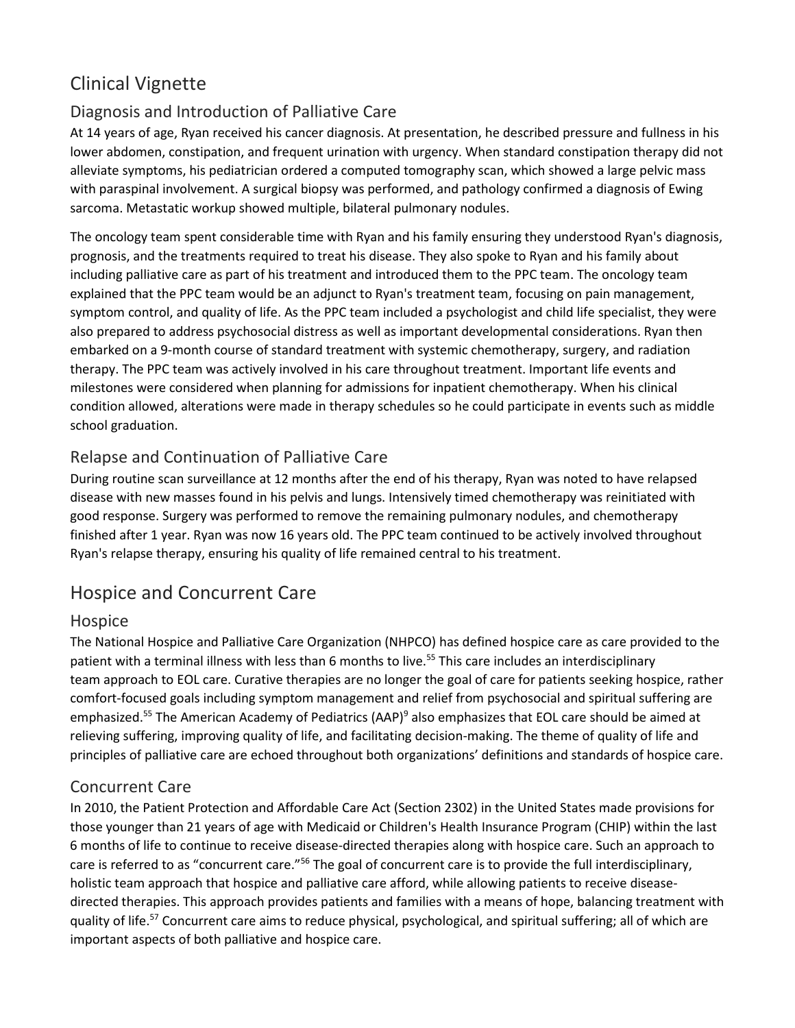# Clinical Vignette

## Diagnosis and Introduction of Palliative Care

At 14 years of age, Ryan received his cancer diagnosis. At presentation, he described pressure and fullness in his lower abdomen, constipation, and frequent urination with urgency. When standard constipation therapy did not alleviate symptoms, his pediatrician ordered a computed tomography scan, which showed a large pelvic mass with paraspinal involvement. A surgical biopsy was performed, and pathology confirmed a diagnosis of Ewing sarcoma. Metastatic workup showed multiple, bilateral pulmonary nodules.

The oncology team spent considerable time with Ryan and his family ensuring they understood Ryan's diagnosis, prognosis, and the treatments required to treat his disease. They also spoke to Ryan and his family about including palliative care as part of his treatment and introduced them to the PPC team. The oncology team explained that the PPC team would be an adjunct to Ryan's treatment team, focusing on pain management, symptom control, and quality of life. As the PPC team included a psychologist and child life specialist, they were also prepared to address psychosocial distress as well as important developmental considerations. Ryan then embarked on a 9-month course of standard treatment with systemic chemotherapy, surgery, and radiation therapy. The PPC team was actively involved in his care throughout treatment. Important life events and milestones were considered when planning for admissions for inpatient chemotherapy. When his clinical condition allowed, alterations were made in therapy schedules so he could participate in events such as middle school graduation.

## Relapse and Continuation of Palliative Care

During routine scan surveillance at 12 months after the end of his therapy, Ryan was noted to have relapsed disease with new masses found in his pelvis and lungs. Intensively timed chemotherapy was reinitiated with good response. Surgery was performed to remove the remaining pulmonary nodules, and chemotherapy finished after 1 year. Ryan was now 16 years old. The PPC team continued to be actively involved throughout Ryan's relapse therapy, ensuring his quality of life remained central to his treatment.

# Hospice and Concurrent Care

## Hospice

The National Hospice and Palliative Care Organization (NHPCO) has defined hospice care as care provided to the patient with a terminal illness with less than 6 months to live.[55] This care includes an interdisciplinary team approach to EOL care. Curative therapies are no longer the goal of care for patients seeking hospice, rather comfort-focused goals including symptom management and relief from psychosocial and spiritual suffering are emphasized.[55] The American Academy of Pediatrics (AAP)[9] also emphasizes that EOL care should be aimed at relieving suffering, improving quality of life, and facilitating decision-making. The theme of quality of life and principles of palliative care are echoed throughout both organizations' definitions and standards of hospice care.

## Concurrent Care

In 2010, the Patient Protection and Affordable Care Act (Section 2302) in the United States made provisions for those younger than 21 years of age with Medicaid or Children's Health Insurance Program (CHIP) within the last 6 months of life to continue to receive disease-directed therapies along with hospice care. Such an approach to care is referred to as "concurrent care."[56] The goal of concurrent care is to provide the full interdisciplinary, holistic team approach that hospice and palliative care afford, while allowing patients to receive disease-directed therapies. This approach provides patients and families with a means of hope, balancing treatment with quality of life.[57] Concurrent care aims to reduce physical, psychological, and spiritual suffering; all of which are important aspects of both palliative and hospice care.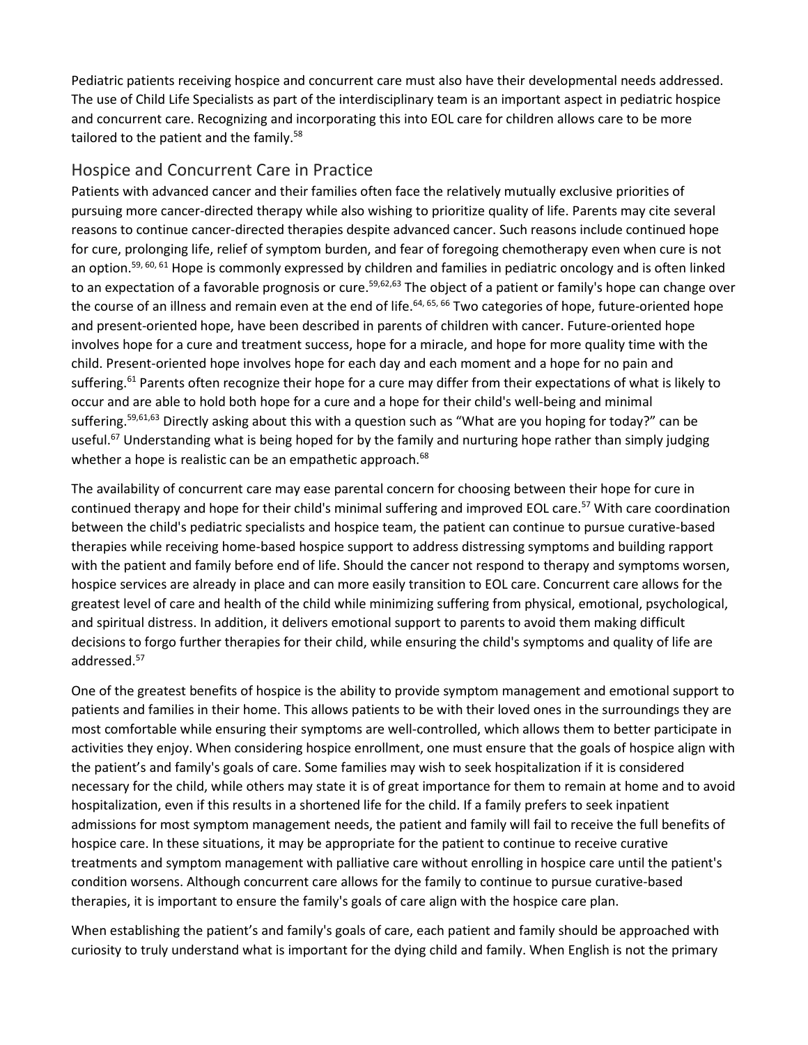Pediatric patients receiving hospice and concurrent care must also have their developmental needs addressed. The use of Child Life Specialists as part of the interdisciplinary team is an important aspect in pediatric hospice and concurrent care. Recognizing and incorporating this into EOL care for children allows care to be more tailored to the patient and the family.[58]

## Hospice and Concurrent Care in Practice

Patients with advanced cancer and their families often face the relatively mutually exclusive priorities of pursuing more cancer-directed therapy while also wishing to prioritize quality of life. Parents may cite several reasons to continue cancer-directed therapies despite advanced cancer. Such reasons include continued hope for cure, prolonging life, relief of symptom burden, and fear of foregoing chemotherapy even when cure is not an option.[59, 60, 61] Hope is commonly expressed by children and families in pediatric oncology and is often linked to an expectation of a favorable prognosis or cure.[59,62,63] The object of a patient or family's hope can change over the course of an illness and remain even at the end of life.[64, 65, 66] Two categories of hope, future-oriented hope and present-oriented hope, have been described in parents of children with cancer. Future-oriented hope involves hope for a cure and treatment success, hope for a miracle, and hope for more quality time with the child. Present-oriented hope involves hope for each day and each moment and a hope for no pain and suffering.[61] Parents often recognize their hope for a cure may differ from their expectations of what is likely to occur and are able to hold both hope for a cure and a hope for their child's well-being and minimal suffering.[59,61,63] Directly asking about this with a question such as "What are you hoping for today?" can be useful.[67] Understanding what is being hoped for by the family and nurturing hope rather than simply judging whether a hope is realistic can be an empathetic approach.[68]

The availability of concurrent care may ease parental concern for choosing between their hope for cure in continued therapy and hope for their child's minimal suffering and improved EOL care.[57] With care coordination between the child's pediatric specialists and hospice team, the patient can continue to pursue curative-based therapies while receiving home-based hospice support to address distressing symptoms and building rapport with the patient and family before end of life. Should the cancer not respond to therapy and symptoms worsen, hospice services are already in place and can more easily transition to EOL care. Concurrent care allows for the greatest level of care and health of the child while minimizing suffering from physical, emotional, psychological, and spiritual distress. In addition, it delivers emotional support to parents to avoid them making difficult decisions to forgo further therapies for their child, while ensuring the child's symptoms and quality of life are addressed.[57]

One of the greatest benefits of hospice is the ability to provide symptom management and emotional support to patients and families in their home. This allows patients to be with their loved ones in the surroundings they are most comfortable while ensuring their symptoms are well-controlled, which allows them to better participate in activities they enjoy. When considering hospice enrollment, one must ensure that the goals of hospice align with the patient's and family's goals of care. Some families may wish to seek hospitalization if it is considered necessary for the child, while others may state it is of great importance for them to remain at home and to avoid hospitalization, even if this results in a shortened life for the child. If a family prefers to seek inpatient admissions for most symptom management needs, the patient and family will fail to receive the full benefits of hospice care. In these situations, it may be appropriate for the patient to continue to receive curative treatments and symptom management with palliative care without enrolling in hospice care until the patient's condition worsens. Although concurrent care allows for the family to continue to pursue curative-based therapies, it is important to ensure the family's goals of care align with the hospice care plan.

When establishing the patient's and family's goals of care, each patient and family should be approached with curiosity to truly understand what is important for the dying child and family. When English is not the primary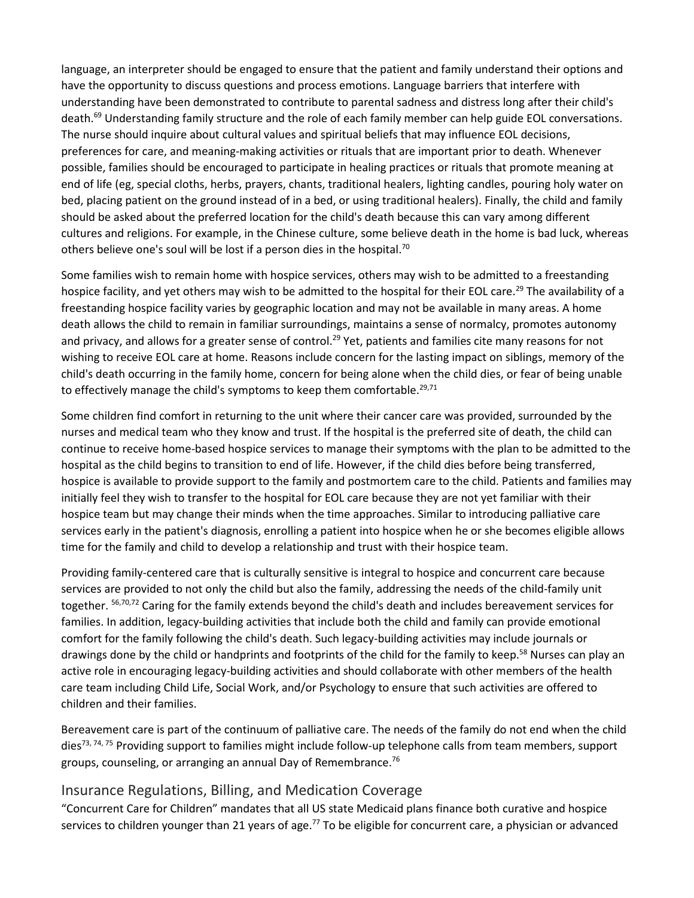language, an interpreter should be engaged to ensure that the patient and family understand their options and have the opportunity to discuss questions and process emotions. Language barriers that interfere with understanding have been demonstrated to contribute to parental sadness and distress long after their child's death.[69] Understanding family structure and the role of each family member can help guide EOL conversations. The nurse should inquire about cultural values and spiritual beliefs that may influence EOL decisions, preferences for care, and meaning-making activities or rituals that are important prior to death. Whenever possible, families should be encouraged to participate in healing practices or rituals that promote meaning at end of life (eg, special cloths, herbs, prayers, chants, traditional healers, lighting candles, pouring holy water on bed, placing patient on the ground instead of in a bed, or using traditional healers). Finally, the child and family should be asked about the preferred location for the child's death because this can vary among different cultures and religions. For example, in the Chinese culture, some believe death in the home is bad luck, whereas others believe one's soul will be lost if a person dies in the hospital.[70]

Some families wish to remain home with hospice services, others may wish to be admitted to a freestanding hospice facility, and yet others may wish to be admitted to the hospital for their EOL care.[29] The availability of a freestanding hospice facility varies by geographic location and may not be available in many areas. A home death allows the child to remain in familiar surroundings, maintains a sense of normalcy, promotes autonomy and privacy, and allows for a greater sense of control.[29] Yet, patients and families cite many reasons for not wishing to receive EOL care at home. Reasons include concern for the lasting impact on siblings, memory of the child's death occurring in the family home, concern for being alone when the child dies, or fear of being unable to effectively manage the child's symptoms to keep them comfortable.[29,71]

Some children find comfort in returning to the unit where their cancer care was provided, surrounded by the nurses and medical team who they know and trust. If the hospital is the preferred site of death, the child can continue to receive home-based hospice services to manage their symptoms with the plan to be admitted to the hospital as the child begins to transition to end of life. However, if the child dies before being transferred, hospice is available to provide support to the family and postmortem care to the child. Patients and families may initially feel they wish to transfer to the hospital for EOL care because they are not yet familiar with their hospice team but may change their minds when the time approaches. Similar to introducing palliative care services early in the patient's diagnosis, enrolling a patient into hospice when he or she becomes eligible allows time for the family and child to develop a relationship and trust with their hospice team.

Providing family-centered care that is culturally sensitive is integral to hospice and concurrent care because services are provided to not only the child but also the family, addressing the needs of the child-family unit together. [56,70,72] Caring for the family extends beyond the child's death and includes bereavement services for families. In addition, legacy-building activities that include both the child and family can provide emotional comfort for the family following the child's death. Such legacy-building activities may include journals or drawings done by the child or handprints and footprints of the child for the family to keep.[58] Nurses can play an active role in encouraging legacy-building activities and should collaborate with other members of the health care team including Child Life, Social Work, and/or Psychology to ensure that such activities are offered to children and their families.

Bereavement care is part of the continuum of palliative care. The needs of the family do not end when the child dies[73, 74, 75] Providing support to families might include follow-up telephone calls from team members, support groups, counseling, or arranging an annual Day of Remembrance.[76]

## Insurance Regulations, Billing, and Medication Coverage

"Concurrent Care for Children" mandates that all US state Medicaid plans finance both curative and hospice services to children younger than 21 years of age.[77] To be eligible for concurrent care, a physician or advanced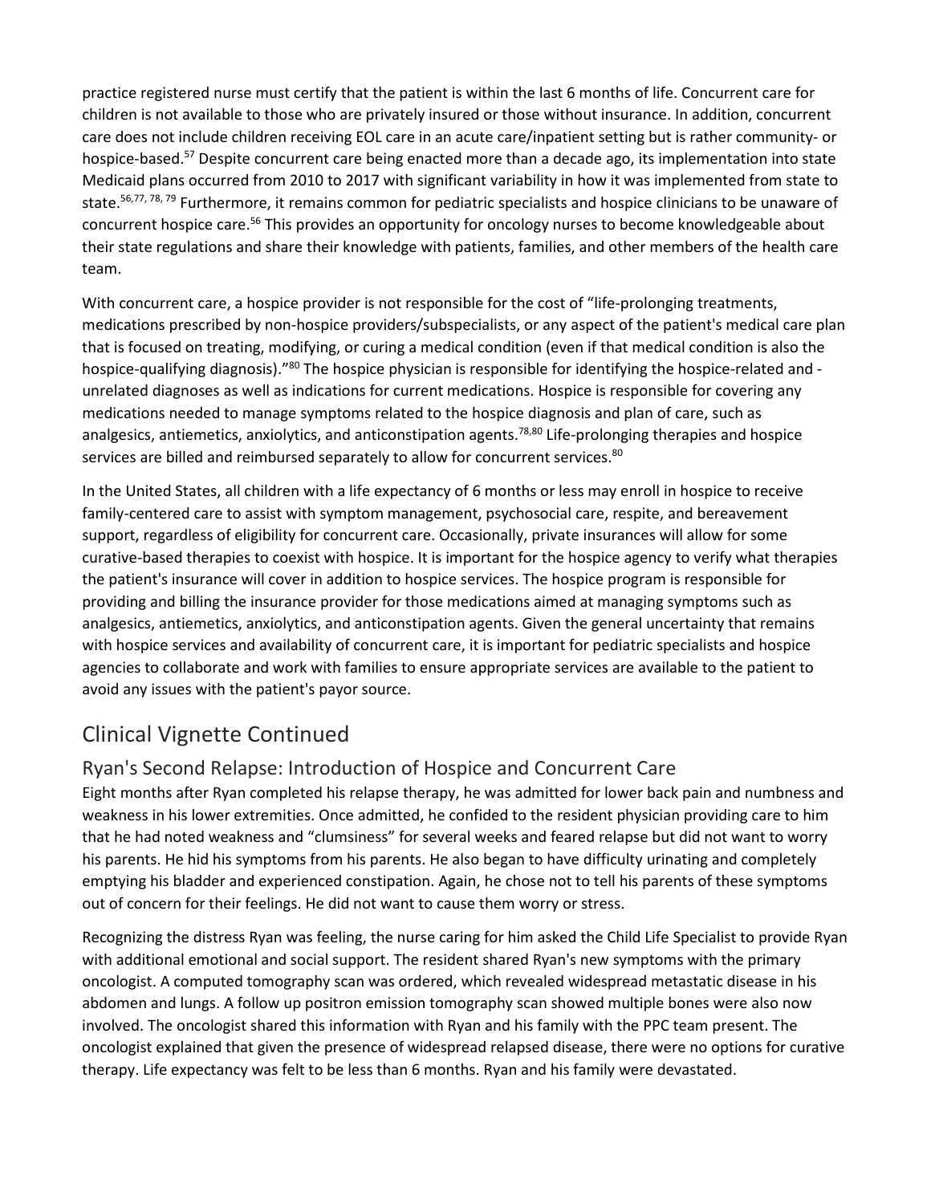practice registered nurse must certify that the patient is within the last 6 months of life. Concurrent care for children is not available to those who are privately insured or those without insurance. In addition, concurrent care does not include children receiving EOL care in an acute care/inpatient setting but is rather community- or hospice-based.[57] Despite concurrent care being enacted more than a decade ago, its implementation into state Medicaid plans occurred from 2010 to 2017 with significant variability in how it was implemented from state to state.[56,77, 78, 79] Furthermore, it remains common for pediatric specialists and hospice clinicians to be unaware of concurrent hospice care.[56] This provides an opportunity for oncology nurses to become knowledgeable about their state regulations and share their knowledge with patients, families, and other members of the health care team.

With concurrent care, a hospice provider is not responsible for the cost of "life-prolonging treatments, medications prescribed by non-hospice providers/subspecialists, or any aspect of the patient's medical care plan that is focused on treating, modifying, or curing a medical condition (even if that medical condition is also the hospice-qualifying diagnosis)."[80] The hospice physician is responsible for identifying the hospice-related and -unrelated diagnoses as well as indications for current medications. Hospice is responsible for covering any medications needed to manage symptoms related to the hospice diagnosis and plan of care, such as analgesics, antiemetics, anxiolytics, and anticonstipation agents.[78,80] Life-prolonging therapies and hospice services are billed and reimbursed separately to allow for concurrent services.[80]

In the United States, all children with a life expectancy of 6 months or less may enroll in hospice to receive family-centered care to assist with symptom management, psychosocial care, respite, and bereavement support, regardless of eligibility for concurrent care. Occasionally, private insurances will allow for some curative-based therapies to coexist with hospice. It is important for the hospice agency to verify what therapies the patient's insurance will cover in addition to hospice services. The hospice program is responsible for providing and billing the insurance provider for those medications aimed at managing symptoms such as analgesics, antiemetics, anxiolytics, and anticonstipation agents. Given the general uncertainty that remains with hospice services and availability of concurrent care, it is important for pediatric specialists and hospice agencies to collaborate and work with families to ensure appropriate services are available to the patient to avoid any issues with the patient's payor source.

## Clinical Vignette Continued

### Ryan's Second Relapse: Introduction of Hospice and Concurrent Care

Eight months after Ryan completed his relapse therapy, he was admitted for lower back pain and numbness and weakness in his lower extremities. Once admitted, he confided to the resident physician providing care to him that he had noted weakness and "clumsiness" for several weeks and feared relapse but did not want to worry his parents. He hid his symptoms from his parents. He also began to have difficulty urinating and completely emptying his bladder and experienced constipation. Again, he chose not to tell his parents of these symptoms out of concern for their feelings. He did not want to cause them worry or stress.

Recognizing the distress Ryan was feeling, the nurse caring for him asked the Child Life Specialist to provide Ryan with additional emotional and social support. The resident shared Ryan's new symptoms with the primary oncologist. A computed tomography scan was ordered, which revealed widespread metastatic disease in his abdomen and lungs. A follow up positron emission tomography scan showed multiple bones were also now involved. The oncologist shared this information with Ryan and his family with the PPC team present. The oncologist explained that given the presence of widespread relapsed disease, there were no options for curative therapy. Life expectancy was felt to be less than 6 months. Ryan and his family were devastated.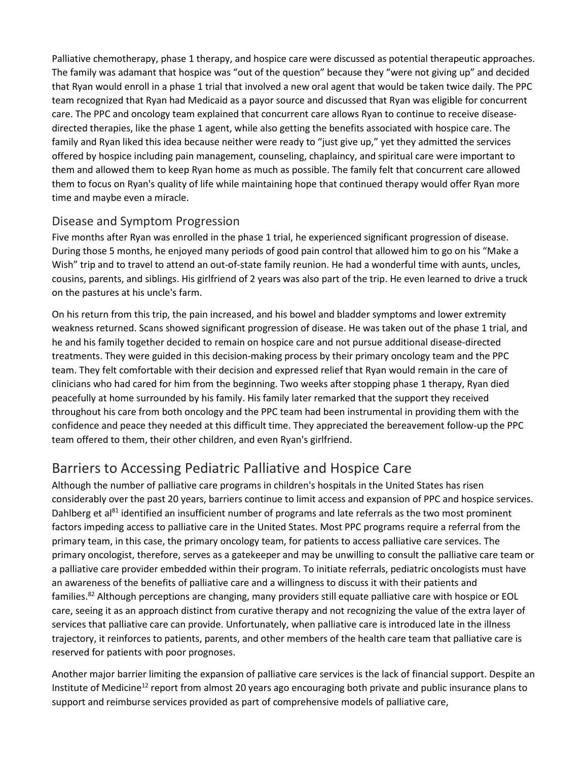Palliative chemotherapy, phase 1 therapy, and hospice care were discussed as potential therapeutic approaches. The family was adamant that hospice was "out of the question" because they "were not giving up" and decided that Ryan would enroll in a phase 1 trial that involved a new oral agent that would be taken twice daily. The PPC team recognized that Ryan had Medicaid as a payor source and discussed that Ryan was eligible for concurrent care. The PPC and oncology team explained that concurrent care allows Ryan to continue to receive disease-directed therapies, like the phase 1 agent, while also getting the benefits associated with hospice care. The family and Ryan liked this idea because neither were ready to "just give up," yet they admitted the services offered by hospice including pain management, counseling, chaplaincy, and spiritual care were important to them and allowed them to keep Ryan home as much as possible. The family felt that concurrent care allowed them to focus on Ryan's quality of life while maintaining hope that continued therapy would offer Ryan more time and maybe even a miracle.

### Disease and Symptom Progression

Five months after Ryan was enrolled in the phase 1 trial, he experienced significant progression of disease. During those 5 months, he enjoyed many periods of good pain control that allowed him to go on his "Make a Wish" trip and to travel to attend an out-of-state family reunion. He had a wonderful time with aunts, uncles, cousins, parents, and siblings. His girlfriend of 2 years was also part of the trip. He even learned to drive a truck on the pastures at his uncle's farm.

On his return from this trip, the pain increased, and his bowel and bladder symptoms and lower extremity weakness returned. Scans showed significant progression of disease. He was taken out of the phase 1 trial, and he and his family together decided to remain on hospice care and not pursue additional disease-directed treatments. They were guided in this decision-making process by their primary oncology team and the PPC team. They felt comfortable with their decision and expressed relief that Ryan would remain in the care of clinicians who had cared for him from the beginning. Two weeks after stopping phase 1 therapy, Ryan died peacefully at home surrounded by his family. His family later remarked that the support they received throughout his care from both oncology and the PPC team had been instrumental in providing them with the confidence and peace they needed at this difficult time. They appreciated the bereavement follow-up the PPC team offered to them, their other children, and even Ryan's girlfriend.

## Barriers to Accessing Pediatric Palliative and Hospice Care

Although the number of palliative care programs in children's hospitals in the United States has risen considerably over the past 20 years, barriers continue to limit access and expansion of PPC and hospice services. Dahlberg et al[81] identified an insufficient number of programs and late referrals as the two most prominent factors impeding access to palliative care in the United States. Most PPC programs require a referral from the primary team, in this case, the primary oncology team, for patients to access palliative care services. The primary oncologist, therefore, serves as a gatekeeper and may be unwilling to consult the palliative care team or a palliative care provider embedded within their program. To initiate referrals, pediatric oncologists must have an awareness of the benefits of palliative care and a willingness to discuss it with their patients and families.[82] Although perceptions are changing, many providers still equate palliative care with hospice or EOL care, seeing it as an approach distinct from curative therapy and not recognizing the value of the extra layer of services that palliative care can provide. Unfortunately, when palliative care is introduced late in the illness trajectory, it reinforces to patients, parents, and other members of the health care team that palliative care is reserved for patients with poor prognoses.

Another major barrier limiting the expansion of palliative care services is the lack of financial support. Despite an Institute of Medicine[12] report from almost 20 years ago encouraging both private and public insurance plans to support and reimburse services provided as part of comprehensive models of palliative care,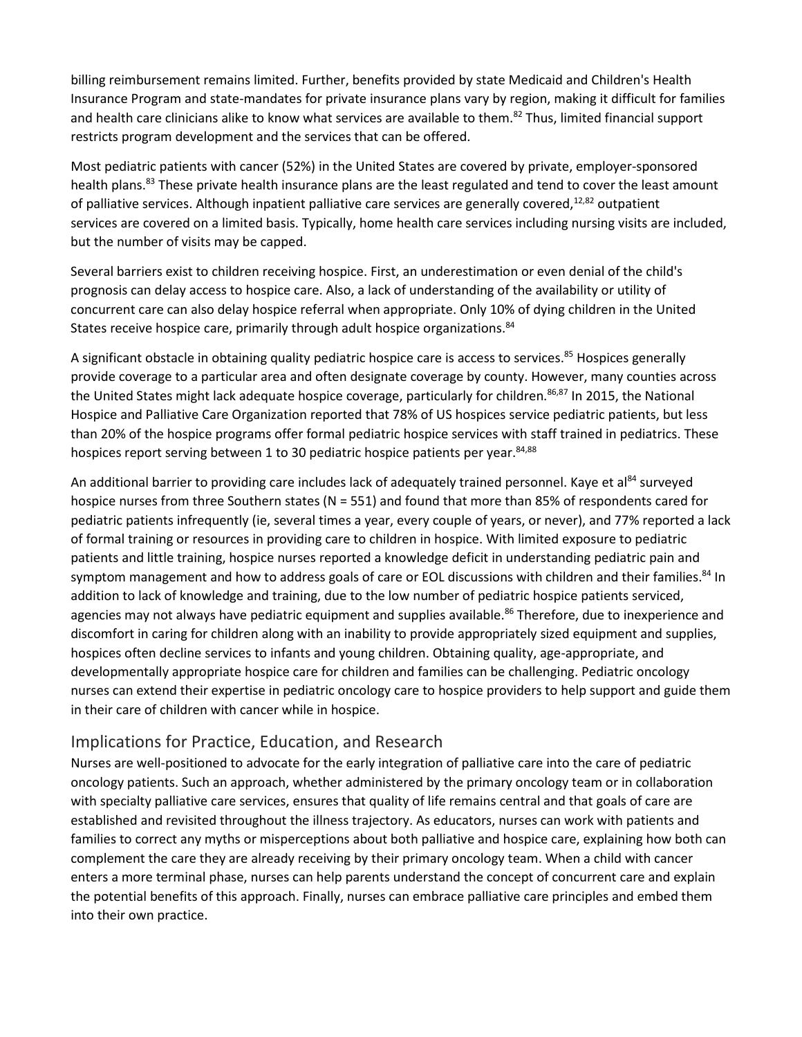billing reimbursement remains limited. Further, benefits provided by state Medicaid and Children's Health Insurance Program and state-mandates for private insurance plans vary by region, making it difficult for families and health care clinicians alike to know what services are available to them.[82] Thus, limited financial support restricts program development and the services that can be offered.

Most pediatric patients with cancer (52%) in the United States are covered by private, employer-sponsored health plans.[83] These private health insurance plans are the least regulated and tend to cover the least amount of palliative services. Although inpatient palliative care services are generally covered,[12,82] outpatient services are covered on a limited basis. Typically, home health care services including nursing visits are included, but the number of visits may be capped.

Several barriers exist to children receiving hospice. First, an underestimation or even denial of the child's prognosis can delay access to hospice care. Also, a lack of understanding of the availability or utility of concurrent care can also delay hospice referral when appropriate. Only 10% of dying children in the United States receive hospice care, primarily through adult hospice organizations.[84]

A significant obstacle in obtaining quality pediatric hospice care is access to services.[85] Hospices generally provide coverage to a particular area and often designate coverage by county. However, many counties across the United States might lack adequate hospice coverage, particularly for children.[86,87] In 2015, the National Hospice and Palliative Care Organization reported that 78% of US hospices service pediatric patients, but less than 20% of the hospice programs offer formal pediatric hospice services with staff trained in pediatrics. These hospices report serving between 1 to 30 pediatric hospice patients per year.[84,88]

An additional barrier to providing care includes lack of adequately trained personnel. Kaye et al[84] surveyed hospice nurses from three Southern states (N = 551) and found that more than 85% of respondents cared for pediatric patients infrequently (ie, several times a year, every couple of years, or never), and 77% reported a lack of formal training or resources in providing care to children in hospice. With limited exposure to pediatric patients and little training, hospice nurses reported a knowledge deficit in understanding pediatric pain and symptom management and how to address goals of care or EOL discussions with children and their families.[84] In addition to lack of knowledge and training, due to the low number of pediatric hospice patients serviced, agencies may not always have pediatric equipment and supplies available.[86] Therefore, due to inexperience and discomfort in caring for children along with an inability to provide appropriately sized equipment and supplies, hospices often decline services to infants and young children. Obtaining quality, age-appropriate, and developmentally appropriate hospice care for children and families can be challenging. Pediatric oncology nurses can extend their expertise in pediatric oncology care to hospice providers to help support and guide them in their care of children with cancer while in hospice.

## Implications for Practice, Education, and Research

Nurses are well-positioned to advocate for the early integration of palliative care into the care of pediatric oncology patients. Such an approach, whether administered by the primary oncology team or in collaboration with specialty palliative care services, ensures that quality of life remains central and that goals of care are established and revisited throughout the illness trajectory. As educators, nurses can work with patients and families to correct any myths or misperceptions about both palliative and hospice care, explaining how both can complement the care they are already receiving by their primary oncology team. When a child with cancer enters a more terminal phase, nurses can help parents understand the concept of concurrent care and explain the potential benefits of this approach. Finally, nurses can embrace palliative care principles and embed them into their own practice.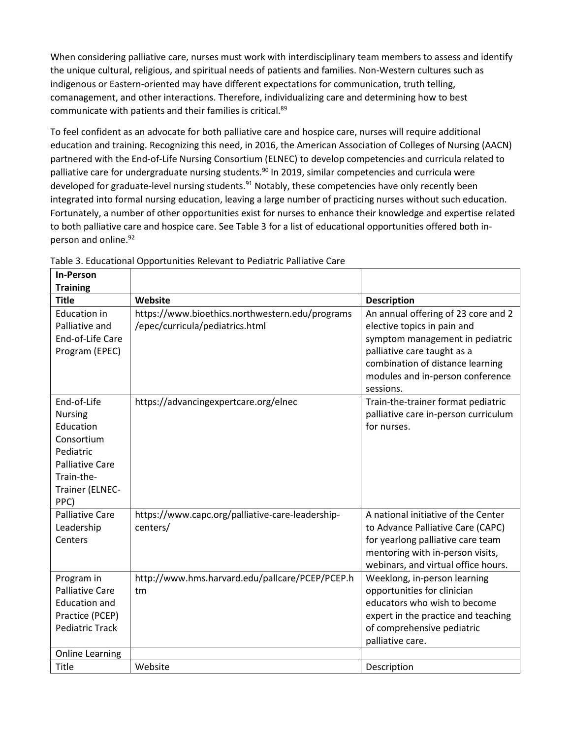When considering palliative care, nurses must work with interdisciplinary team members to assess and identify the unique cultural, religious, and spiritual needs of patients and families. Non-Western cultures such as indigenous or Eastern-oriented may have different expectations for communication, truth telling, comanagement, and other interactions. Therefore, individualizing care and determining how to best communicate with patients and their families is critical.[89]

To feel confident as an advocate for both palliative care and hospice care, nurses will require additional education and training. Recognizing this need, in 2016, the American Association of Colleges of Nursing (AACN) partnered with the End-of-Life Nursing Consortium (ELNEC) to develop competencies and curricula related to palliative care for undergraduate nursing students.[90] In 2019, similar competencies and curricula were developed for graduate-level nursing students.[91] Notably, these competencies have only recently been integrated into formal nursing education, leaving a large number of practicing nurses without such education. Fortunately, a number of other opportunities exist for nurses to enhance their knowledge and expertise related to both palliative care and hospice care. See Table 3 for a list of educational opportunities offered both in-person and online.[92]

Table 3. Educational Opportunities Relevant to Pediatric Palliative Care

| **In-Person Training** | | |
|---|---|---|
| **Title** | **Website** | **Description** |
| Education in Palliative and End-of-Life Care Program (EPEC) | https://www.bioethics.northwestern.edu/programs/epec/curricula/pediatrics.html | An annual offering of 23 core and 2 elective topics in pain and symptom management in pediatric palliative care taught as a combination of distance learning modules and in-person conference sessions. |
| End-of-Life Nursing Education Consortium Pediatric Palliative Care Train-the-Trainer (ELNEC-PPC) | https://advancingexpertcare.org/elnec | Train-the-trainer format pediatric palliative care in-person curriculum for nurses. |
| Palliative Care Leadership Centers | https://www.capc.org/palliative-care-leadership-centers/ | A national initiative of the Center to Advance Palliative Care (CAPC) for yearlong palliative care team mentoring with in-person visits, webinars, and virtual office hours. |
| Program in Palliative Care Education and Practice (PCEP) Pediatric Track | http://www.hms.harvard.edu/pallcare/PCEP/PCEP.htm | Weeklong, in-person learning opportunities for clinician educators who wish to become expert in the practice and teaching of comprehensive pediatric palliative care. |
| Online Learning | | |
| Title | Website | Description |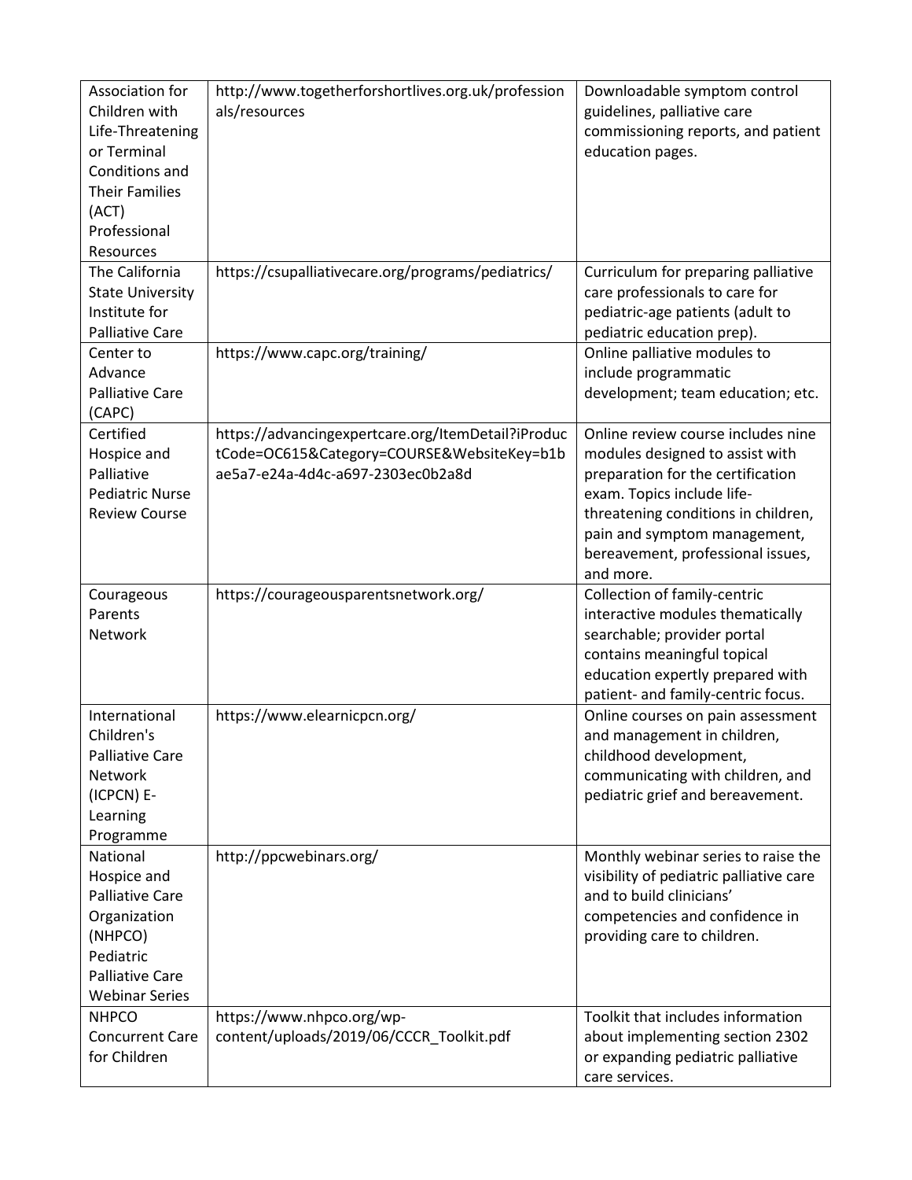| | | |
|---|---|---|
| Association for Children with Life-Threatening or Terminal Conditions and Their Families (ACT) Professional Resources | http://www.togetherforshortlives.org.uk/professionals/resources | Downloadable symptom control guidelines, palliative care commissioning reports, and patient education pages. |
| The California State University Institute for Palliative Care | https://csupalliativecare.org/programs/pediatrics/ | Curriculum for preparing palliative care professionals to care for pediatric-age patients (adult to pediatric education prep). |
| Center to Advance Palliative Care (CAPC) | https://www.capc.org/training/ | Online palliative modules to include programmatic development; team education; etc. |
| Certified Hospice and Palliative Pediatric Nurse Review Course | https://advancingexpertcare.org/ItemDetail?iProductCode=OC615&Category=COURSE&WebsiteKey=b1bae5a7-e24a-4d4c-a697-2303ec0b2a8d | Online review course includes nine modules designed to assist with preparation for the certification exam. Topics include life-threatening conditions in children, pain and symptom management, bereavement, professional issues, and more. |
| Courageous Parents Network | https://courageousparentsnetwork.org/ | Collection of family-centric interactive modules thematically searchable; provider portal contains meaningful topical education expertly prepared with patient- and family-centric focus. |
| International Children's Palliative Care Network (ICPCN) E-Learning Programme | https://www.elearnicpcn.org/ | Online courses on pain assessment and management in children, childhood development, communicating with children, and pediatric grief and bereavement. |
| National Hospice and Palliative Care Organization (NHPCO) Pediatric Palliative Care Webinar Series | http://ppcwebinars.org/ | Monthly webinar series to raise the visibility of pediatric palliative care and to build clinicians' competencies and confidence in providing care to children. |
| NHPCO Concurrent Care for Children | https://www.nhpco.org/wp-content/uploads/2019/06/CCCR_Toolkit.pdf | Toolkit that includes information about implementing section 2302 or expanding pediatric palliative care services. |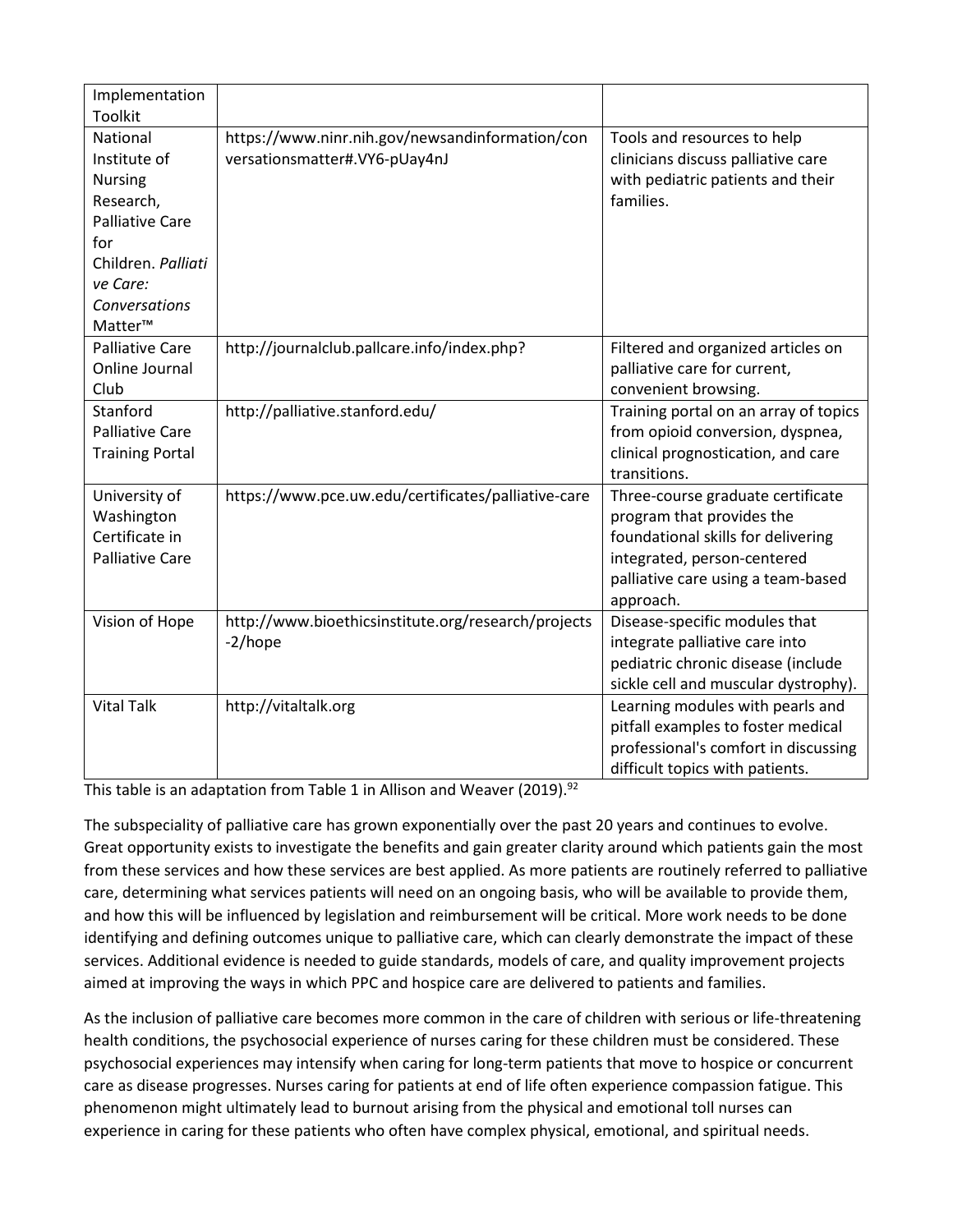| Implementation Toolkit | | |
|---|---|---|
| National Institute of Nursing Research, Palliative Care for Children. *Palliative Care: Conversations Matter™* | https://www.ninr.nih.gov/newsandinformation/conversationsmatter#.VY6-pUay4nJ | Tools and resources to help clinicians discuss palliative care with pediatric patients and their families. |
| Palliative Care Online Journal Club | http://journalclub.pallcare.info/index.php? | Filtered and organized articles on palliative care for current, convenient browsing. |
| Stanford Palliative Care Training Portal | http://palliative.stanford.edu/ | Training portal on an array of topics from opioid conversion, dyspnea, clinical prognostication, and care transitions. |
| University of Washington Certificate in Palliative Care | https://www.pce.uw.edu/certificates/palliative-care | Three-course graduate certificate program that provides the foundational skills for delivering integrated, person-centered palliative care using a team-based approach. |
| Vision of Hope | http://www.bioethicsinstitute.org/research/projects-2/hope | Disease-specific modules that integrate palliative care into pediatric chronic disease (include sickle cell and muscular dystrophy). |
| Vital Talk | http://vitaltalk.org | Learning modules with pearls and pitfall examples to foster medical professional's comfort in discussing difficult topics with patients. |

This table is an adaptation from Table 1 in Allison and Weaver (2019).[92]

The subspeciality of palliative care has grown exponentially over the past 20 years and continues to evolve. Great opportunity exists to investigate the benefits and gain greater clarity around which patients gain the most from these services and how these services are best applied. As more patients are routinely referred to palliative care, determining what services patients will need on an ongoing basis, who will be available to provide them, and how this will be influenced by legislation and reimbursement will be critical. More work needs to be done identifying and defining outcomes unique to palliative care, which can clearly demonstrate the impact of these services. Additional evidence is needed to guide standards, models of care, and quality improvement projects aimed at improving the ways in which PPC and hospice care are delivered to patients and families.

As the inclusion of palliative care becomes more common in the care of children with serious or life-threatening health conditions, the psychosocial experience of nurses caring for these children must be considered. These psychosocial experiences may intensify when caring for long-term patients that move to hospice or concurrent care as disease progresses. Nurses caring for patients at end of life often experience compassion fatigue. This phenomenon might ultimately lead to burnout arising from the physical and emotional toll nurses can experience in caring for these patients who often have complex physical, emotional, and spiritual needs.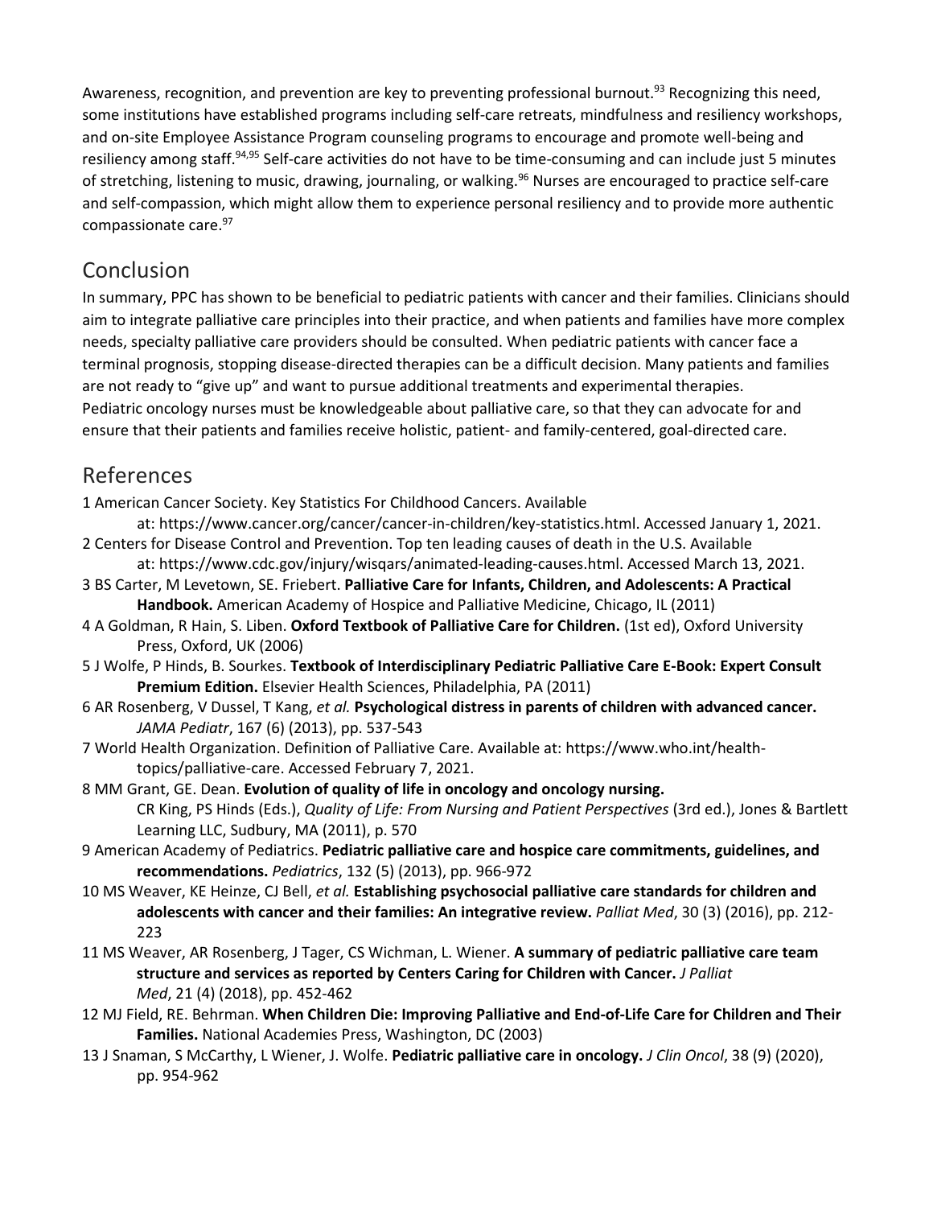Awareness, recognition, and prevention are key to preventing professional burnout.[93] Recognizing this need, some institutions have established programs including self-care retreats, mindfulness and resiliency workshops, and on-site Employee Assistance Program counseling programs to encourage and promote well-being and resiliency among staff.[94,95] Self-care activities do not have to be time-consuming and can include just 5 minutes of stretching, listening to music, drawing, journaling, or walking.[96] Nurses are encouraged to practice self-care and self-compassion, which might allow them to experience personal resiliency and to provide more authentic compassionate care.[97]

## Conclusion

In summary, PPC has shown to be beneficial to pediatric patients with cancer and their families. Clinicians should aim to integrate palliative care principles into their practice, and when patients and families have more complex needs, specialty palliative care providers should be consulted. When pediatric patients with cancer face a terminal prognosis, stopping disease-directed therapies can be a difficult decision. Many patients and families are not ready to "give up" and want to pursue additional treatments and experimental therapies. Pediatric oncology nurses must be knowledgeable about palliative care, so that they can advocate for and ensure that their patients and families receive holistic, patient- and family-centered, goal-directed care.

## References

1 American Cancer Society. Key Statistics For Childhood Cancers. Available at: https://www.cancer.org/cancer/cancer-in-children/key-statistics.html. Accessed January 1, 2021.

2 Centers for Disease Control and Prevention. Top ten leading causes of death in the U.S. Available at: https://www.cdc.gov/injury/wisqars/animated-leading-causes.html. Accessed March 13, 2021.

3 BS Carter, M Levetown, SE. Friebert. **Palliative Care for Infants, Children, and Adolescents: A Practical Handbook.** American Academy of Hospice and Palliative Medicine, Chicago, IL (2011)

4 A Goldman, R Hain, S. Liben. **Oxford Textbook of Palliative Care for Children.** (1st ed), Oxford University Press, Oxford, UK (2006)

5 J Wolfe, P Hinds, B. Sourkes. **Textbook of Interdisciplinary Pediatric Palliative Care E-Book: Expert Consult Premium Edition.** Elsevier Health Sciences, Philadelphia, PA (2011)

6 AR Rosenberg, V Dussel, T Kang, *et al.* **Psychological distress in parents of children with advanced cancer.** *JAMA Pediatr*, 167 (6) (2013), pp. 537-543

7 World Health Organization. Definition of Palliative Care. Available at: https://www.who.int/health-topics/palliative-care. Accessed February 7, 2021.

8 MM Grant, GE. Dean. **Evolution of quality of life in oncology and oncology nursing.** CR King, PS Hinds (Eds.), *Quality of Life: From Nursing and Patient Perspectives* (3rd ed.), Jones & Bartlett Learning LLC, Sudbury, MA (2011), p. 570

9 American Academy of Pediatrics. **Pediatric palliative care and hospice care commitments, guidelines, and recommendations.** *Pediatrics*, 132 (5) (2013), pp. 966-972

10 MS Weaver, KE Heinze, CJ Bell, *et al.* **Establishing psychosocial palliative care standards for children and adolescents with cancer and their families: An integrative review.** *Palliat Med*, 30 (3) (2016), pp. 212-223

11 MS Weaver, AR Rosenberg, J Tager, CS Wichman, L. Wiener. **A summary of pediatric palliative care team structure and services as reported by Centers Caring for Children with Cancer.** *J Palliat Med*, 21 (4) (2018), pp. 452-462

12 MJ Field, RE. Behrman. **When Children Die: Improving Palliative and End-of-Life Care for Children and Their Families.** National Academies Press, Washington, DC (2003)

13 J Snaman, S McCarthy, L Wiener, J. Wolfe. **Pediatric palliative care in oncology.** *J Clin Oncol*, 38 (9) (2020), pp. 954-962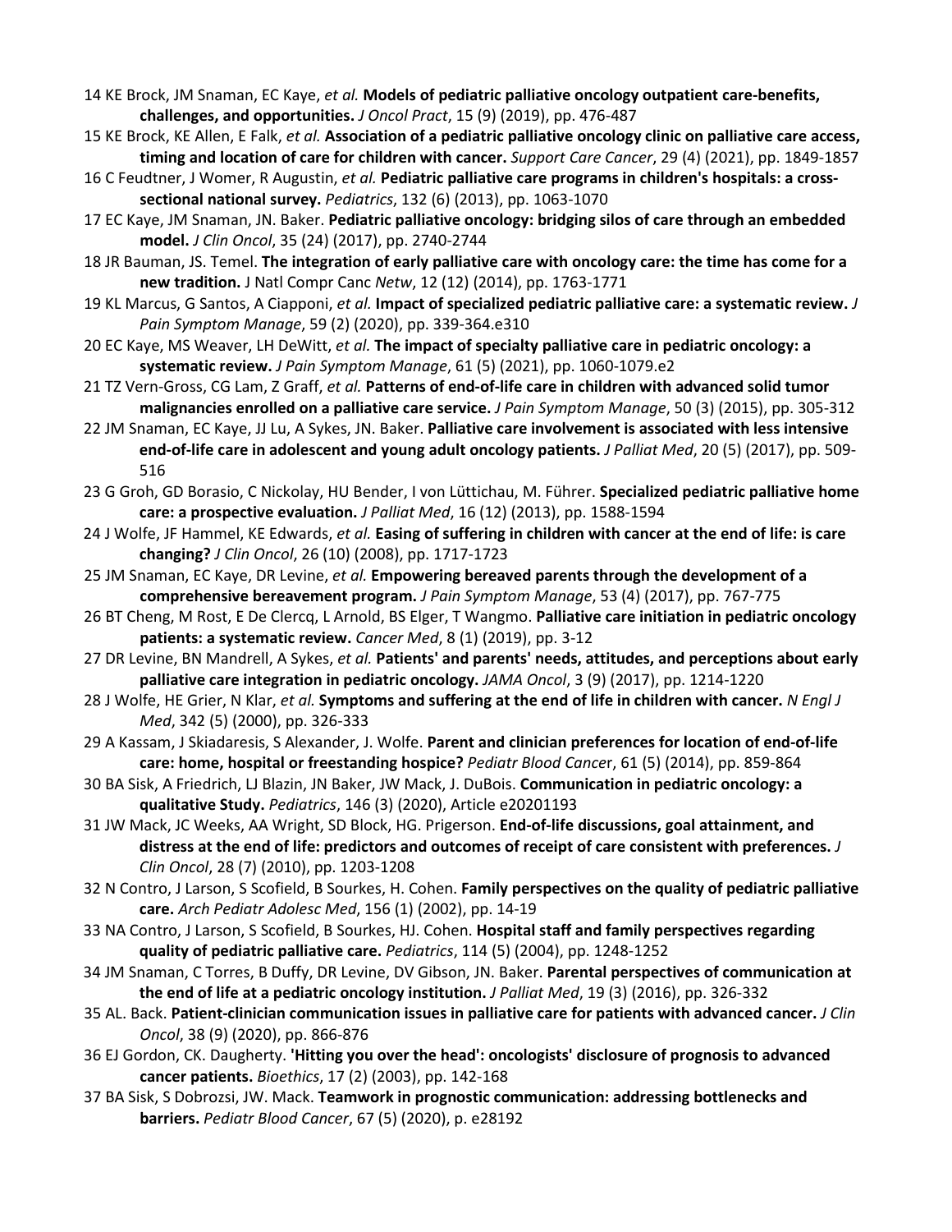14 KE Brock, JM Snaman, EC Kaye, *et al.* **Models of pediatric palliative oncology outpatient care-benefits, challenges, and opportunities.** *J Oncol Pract*, 15 (9) (2019), pp. 476-487

15 KE Brock, KE Allen, E Falk, *et al.* **Association of a pediatric palliative oncology clinic on palliative care access, timing and location of care for children with cancer.** *Support Care Cancer*, 29 (4) (2021), pp. 1849-1857

16 C Feudtner, J Womer, R Augustin, *et al.* **Pediatric palliative care programs in children's hospitals: a cross-sectional national survey.** *Pediatrics*, 132 (6) (2013), pp. 1063-1070

17 EC Kaye, JM Snaman, JN. Baker. **Pediatric palliative oncology: bridging silos of care through an embedded model.** *J Clin Oncol*, 35 (24) (2017), pp. 2740-2744

18 JR Bauman, JS. Temel. **The integration of early palliative care with oncology care: the time has come for a new tradition.** J Natl Compr Canc *Netw*, 12 (12) (2014), pp. 1763-1771

19 KL Marcus, G Santos, A Ciapponi, *et al.* **Impact of specialized pediatric palliative care: a systematic review.** *J Pain Symptom Manage*, 59 (2) (2020), pp. 339-364.e310

20 EC Kaye, MS Weaver, LH DeWitt, *et al.* **The impact of specialty palliative care in pediatric oncology: a systematic review.** *J Pain Symptom Manage*, 61 (5) (2021), pp. 1060-1079.e2

21 TZ Vern-Gross, CG Lam, Z Graff, *et al.* **Patterns of end-of-life care in children with advanced solid tumor malignancies enrolled on a palliative care service.** *J Pain Symptom Manage*, 50 (3) (2015), pp. 305-312

22 JM Snaman, EC Kaye, JJ Lu, A Sykes, JN. Baker. **Palliative care involvement is associated with less intensive end-of-life care in adolescent and young adult oncology patients.** *J Palliat Med*, 20 (5) (2017), pp. 509-516

23 G Groh, GD Borasio, C Nickolay, HU Bender, I von Lüttichau, M. Führer. **Specialized pediatric palliative home care: a prospective evaluation.** *J Palliat Med*, 16 (12) (2013), pp. 1588-1594

24 J Wolfe, JF Hammel, KE Edwards, *et al.* **Easing of suffering in children with cancer at the end of life: is care changing?** *J Clin Oncol*, 26 (10) (2008), pp. 1717-1723

25 JM Snaman, EC Kaye, DR Levine, *et al.* **Empowering bereaved parents through the development of a comprehensive bereavement program.** *J Pain Symptom Manage*, 53 (4) (2017), pp. 767-775

26 BT Cheng, M Rost, E De Clercq, L Arnold, BS Elger, T Wangmo. **Palliative care initiation in pediatric oncology patients: a systematic review.** *Cancer Med*, 8 (1) (2019), pp. 3-12

27 DR Levine, BN Mandrell, A Sykes, *et al.* **Patients' and parents' needs, attitudes, and perceptions about early palliative care integration in pediatric oncology.** *JAMA Oncol*, 3 (9) (2017), pp. 1214-1220

28 J Wolfe, HE Grier, N Klar, *et al.* **Symptoms and suffering at the end of life in children with cancer.** *N Engl J Med*, 342 (5) (2000), pp. 326-333

29 A Kassam, J Skiadaresis, S Alexander, J. Wolfe. **Parent and clinician preferences for location of end-of-life care: home, hospital or freestanding hospice?** *Pediatr Blood Cancer*, 61 (5) (2014), pp. 859-864

30 BA Sisk, A Friedrich, LJ Blazin, JN Baker, JW Mack, J. DuBois. **Communication in pediatric oncology: a qualitative Study.** *Pediatrics*, 146 (3) (2020), Article e20201193

31 JW Mack, JC Weeks, AA Wright, SD Block, HG. Prigerson. **End-of-life discussions, goal attainment, and distress at the end of life: predictors and outcomes of receipt of care consistent with preferences.** *J Clin Oncol*, 28 (7) (2010), pp. 1203-1208

32 N Contro, J Larson, S Scofield, B Sourkes, H. Cohen. **Family perspectives on the quality of pediatric palliative care.** *Arch Pediatr Adolesc Med*, 156 (1) (2002), pp. 14-19

33 NA Contro, J Larson, S Scofield, B Sourkes, HJ. Cohen. **Hospital staff and family perspectives regarding quality of pediatric palliative care.** *Pediatrics*, 114 (5) (2004), pp. 1248-1252

34 JM Snaman, C Torres, B Duffy, DR Levine, DV Gibson, JN. Baker. **Parental perspectives of communication at the end of life at a pediatric oncology institution.** *J Palliat Med*, 19 (3) (2016), pp. 326-332

35 AL. Back. **Patient-clinician communication issues in palliative care for patients with advanced cancer.** *J Clin Oncol*, 38 (9) (2020), pp. 866-876

36 EJ Gordon, CK. Daugherty. **'Hitting you over the head': oncologists' disclosure of prognosis to advanced cancer patients.** *Bioethics*, 17 (2) (2003), pp. 142-168

37 BA Sisk, S Dobrozsi, JW. Mack. **Teamwork in prognostic communication: addressing bottlenecks and barriers.** *Pediatr Blood Cancer*, 67 (5) (2020), p. e28192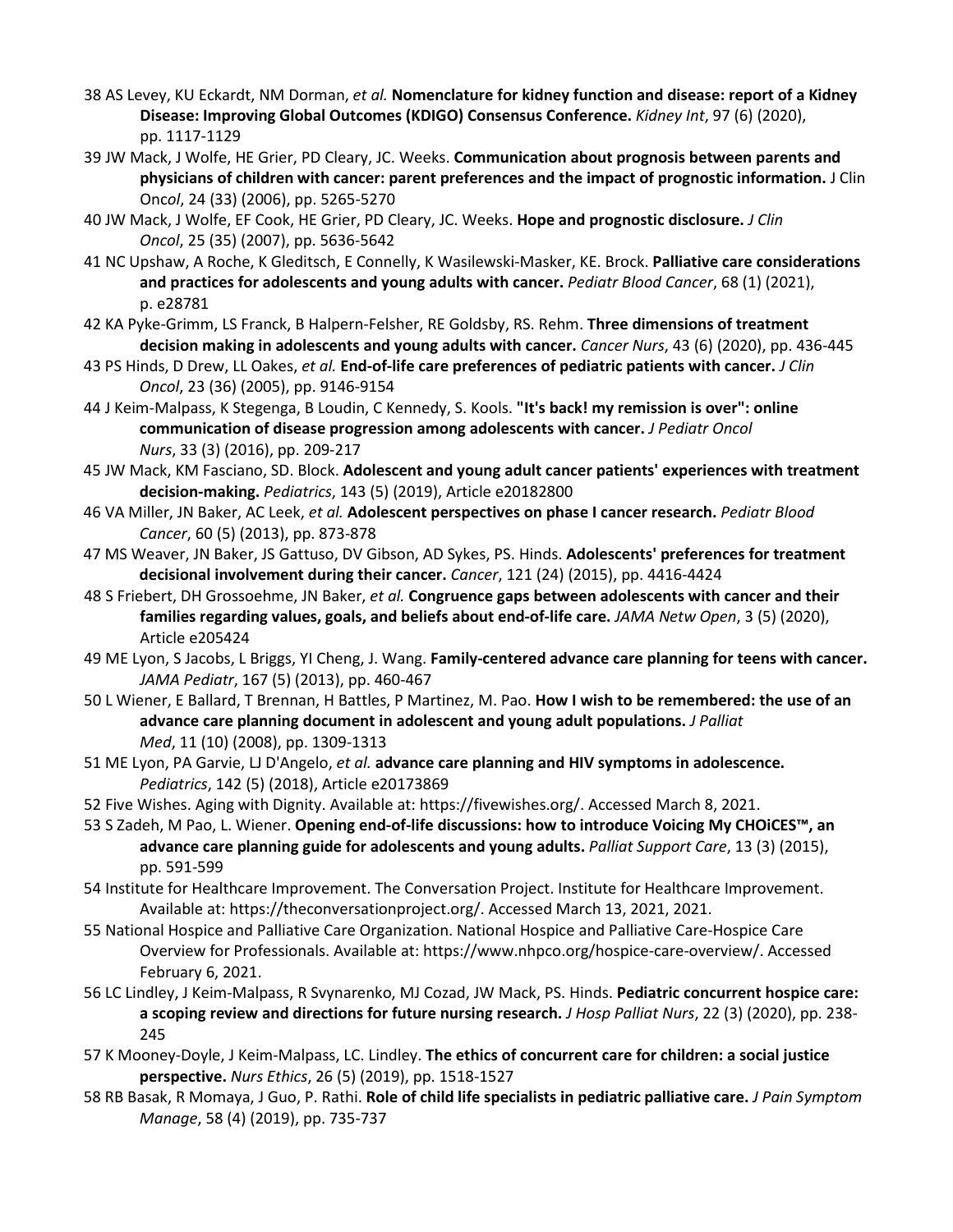38 AS Levey, KU Eckardt, NM Dorman, *et al.* **Nomenclature for kidney function and disease: report of a Kidney Disease: Improving Global Outcomes (KDIGO) Consensus Conference.** *Kidney Int*, 97 (6) (2020), pp. 1117-1129

39 JW Mack, J Wolfe, HE Grier, PD Cleary, JC. Weeks. **Communication about prognosis between parents and physicians of children with cancer: parent preferences and the impact of prognostic information.** J Clin Onc*ol*, 24 (33) (2006), pp. 5265-5270

40 JW Mack, J Wolfe, EF Cook, HE Grier, PD Cleary, JC. Weeks. **Hope and prognostic disclosure.** *J Clin Oncol*, 25 (35) (2007), pp. 5636-5642

41 NC Upshaw, A Roche, K Gleditsch, E Connelly, K Wasilewski-Masker, KE. Brock. **Palliative care considerations and practices for adolescents and young adults with cancer.** *Pediatr Blood Cancer*, 68 (1) (2021), p. e28781

42 KA Pyke-Grimm, LS Franck, B Halpern-Felsher, RE Goldsby, RS. Rehm. **Three dimensions of treatment decision making in adolescents and young adults with cancer.** *Cancer Nurs*, 43 (6) (2020), pp. 436-445

43 PS Hinds, D Drew, LL Oakes, *et al.* **End-of-life care preferences of pediatric patients with cancer.** *J Clin Oncol*, 23 (36) (2005), pp. 9146-9154

44 J Keim-Malpass, K Stegenga, B Loudin, C Kennedy, S. Kools. **"It's back! my remission is over": online communication of disease progression among adolescents with cancer.** *J Pediatr Oncol Nurs*, 33 (3) (2016), pp. 209-217

45 JW Mack, KM Fasciano, SD. Block. **Adolescent and young adult cancer patients' experiences with treatment decision-making.** *Pediatrics*, 143 (5) (2019), Article e20182800

46 VA Miller, JN Baker, AC Leek, *et al.* **Adolescent perspectives on phase I cancer research.** *Pediatr Blood Cancer*, 60 (5) (2013), pp. 873-878

47 MS Weaver, JN Baker, JS Gattuso, DV Gibson, AD Sykes, PS. Hinds. **Adolescents' preferences for treatment decisional involvement during their cancer.** *Cancer*, 121 (24) (2015), pp. 4416-4424

48 S Friebert, DH Grossoehme, JN Baker, *et al.* **Congruence gaps between adolescents with cancer and their families regarding values, goals, and beliefs about end-of-life care.** *JAMA Netw Open*, 3 (5) (2020), Article e205424

49 ME Lyon, S Jacobs, L Briggs, YI Cheng, J. Wang. **Family-centered advance care planning for teens with cancer.** *JAMA Pediatr*, 167 (5) (2013), pp. 460-467

50 L Wiener, E Ballard, T Brennan, H Battles, P Martinez, M. Pao. **How I wish to be remembered: the use of an advance care planning document in adolescent and young adult populations.** *J Palliat Med*, 11 (10) (2008), pp. 1309-1313

51 ME Lyon, PA Garvie, LJ D'Angelo, *et al.* **advance care planning and HIV symptoms in adolescence.** *Pediatrics*, 142 (5) (2018), Article e20173869

52 Five Wishes. Aging with Dignity. Available at: https://fivewishes.org/. Accessed March 8, 2021.

53 S Zadeh, M Pao, L. Wiener. **Opening end-of-life discussions: how to introduce Voicing My CHOiCES™, an advance care planning guide for adolescents and young adults.** *Palliat Support Care*, 13 (3) (2015), pp. 591-599

54 Institute for Healthcare Improvement. The Conversation Project. Institute for Healthcare Improvement. Available at: https://theconversationproject.org/. Accessed March 13, 2021, 2021.

55 National Hospice and Palliative Care Organization. National Hospice and Palliative Care-Hospice Care Overview for Professionals. Available at: https://www.nhpco.org/hospice-care-overview/. Accessed February 6, 2021.

56 LC Lindley, J Keim-Malpass, R Svynarenko, MJ Cozad, JW Mack, PS. Hinds. **Pediatric concurrent hospice care: a scoping review and directions for future nursing research.** *J Hosp Palliat Nurs*, 22 (3) (2020), pp. 238-245

57 K Mooney-Doyle, J Keim-Malpass, LC. Lindley. **The ethics of concurrent care for children: a social justice perspective.** *Nurs Ethics*, 26 (5) (2019), pp. 1518-1527

58 RB Basak, R Momaya, J Guo, P. Rathi. **Role of child life specialists in pediatric palliative care.** *J Pain Symptom Manage*, 58 (4) (2019), pp. 735-737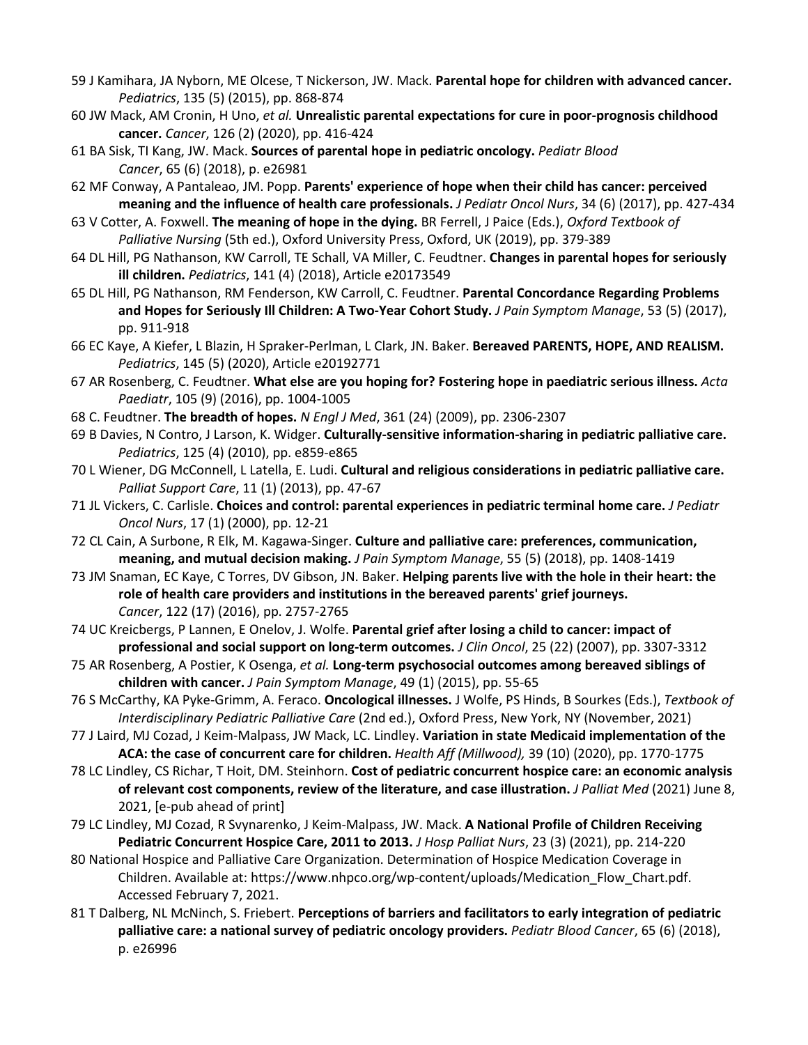59 J Kamihara, JA Nyborn, ME Olcese, T Nickerson, JW. Mack. **Parental hope for children with advanced cancer.** *Pediatrics*, 135 (5) (2015), pp. 868-874

60 JW Mack, AM Cronin, H Uno, *et al.* **Unrealistic parental expectations for cure in poor-prognosis childhood cancer.** *Cancer*, 126 (2) (2020), pp. 416-424

61 BA Sisk, TI Kang, JW. Mack. **Sources of parental hope in pediatric oncology.** *Pediatr Blood Cancer*, 65 (6) (2018), p. e26981

62 MF Conway, A Pantaleao, JM. Popp. **Parents' experience of hope when their child has cancer: perceived meaning and the influence of health care professionals.** *J Pediatr Oncol Nurs*, 34 (6) (2017), pp. 427-434

63 V Cotter, A. Foxwell. **The meaning of hope in the dying.** BR Ferrell, J Paice (Eds.), *Oxford Textbook of Palliative Nursing* (5th ed.), Oxford University Press, Oxford, UK (2019), pp. 379-389

64 DL Hill, PG Nathanson, KW Carroll, TE Schall, VA Miller, C. Feudtner. **Changes in parental hopes for seriously ill children.** *Pediatrics*, 141 (4) (2018), Article e20173549

65 DL Hill, PG Nathanson, RM Fenderson, KW Carroll, C. Feudtner. **Parental Concordance Regarding Problems and Hopes for Seriously Ill Children: A Two-Year Cohort Study.** *J Pain Symptom Manage*, 53 (5) (2017), pp. 911-918

66 EC Kaye, A Kiefer, L Blazin, H Spraker-Perlman, L Clark, JN. Baker. **Bereaved PARENTS, HOPE, AND REALISM.** *Pediatrics*, 145 (5) (2020), Article e20192771

67 AR Rosenberg, C. Feudtner. **What else are you hoping for? Fostering hope in paediatric serious illness.** *Acta Paediatr*, 105 (9) (2016), pp. 1004-1005

68 C. Feudtner. **The breadth of hopes.** *N Engl J Med*, 361 (24) (2009), pp. 2306-2307

69 B Davies, N Contro, J Larson, K. Widger. **Culturally-sensitive information-sharing in pediatric palliative care.** *Pediatrics*, 125 (4) (2010), pp. e859-e865

70 L Wiener, DG McConnell, L Latella, E. Ludi. **Cultural and religious considerations in pediatric palliative care.** *Palliat Support Care*, 11 (1) (2013), pp. 47-67

71 JL Vickers, C. Carlisle. **Choices and control: parental experiences in pediatric terminal home care.** *J Pediatr Oncol Nurs*, 17 (1) (2000), pp. 12-21

72 CL Cain, A Surbone, R Elk, M. Kagawa-Singer. **Culture and palliative care: preferences, communication, meaning, and mutual decision making.** *J Pain Symptom Manage*, 55 (5) (2018), pp. 1408-1419

73 JM Snaman, EC Kaye, C Torres, DV Gibson, JN. Baker. **Helping parents live with the hole in their heart: the role of health care providers and institutions in the bereaved parents' grief journeys.** *Cancer*, 122 (17) (2016), pp. 2757-2765

74 UC Kreicbergs, P Lannen, E Onelov, J. Wolfe. **Parental grief after losing a child to cancer: impact of professional and social support on long-term outcomes.** *J Clin Oncol*, 25 (22) (2007), pp. 3307-3312

75 AR Rosenberg, A Postier, K Osenga, *et al.* **Long-term psychosocial outcomes among bereaved siblings of children with cancer.** *J Pain Symptom Manage*, 49 (1) (2015), pp. 55-65

76 S McCarthy, KA Pyke-Grimm, A. Feraco. **Oncological illnesses.** J Wolfe, PS Hinds, B Sourkes (Eds.), *Textbook of Interdisciplinary Pediatric Palliative Care* (2nd ed.), Oxford Press, New York, NY (November, 2021)

77 J Laird, MJ Cozad, J Keim-Malpass, JW Mack, LC. Lindley. **Variation in state Medicaid implementation of the ACA: the case of concurrent care for children.** *Health Aff (Millwood),* 39 (10) (2020), pp. 1770-1775

78 LC Lindley, CS Richar, T Hoit, DM. Steinhorn. **Cost of pediatric concurrent hospice care: an economic analysis of relevant cost components, review of the literature, and case illustration.** *J Palliat Med* (2021) June 8, 2021, [e-pub ahead of print]

79 LC Lindley, MJ Cozad, R Svynarenko, J Keim-Malpass, JW. Mack. **A National Profile of Children Receiving Pediatric Concurrent Hospice Care, 2011 to 2013.** *J Hosp Palliat Nurs*, 23 (3) (2021), pp. 214-220

80 National Hospice and Palliative Care Organization. Determination of Hospice Medication Coverage in Children. Available at: https://www.nhpco.org/wp-content/uploads/Medication_Flow_Chart.pdf. Accessed February 7, 2021.

81 T Dalberg, NL McNinch, S. Friebert. **Perceptions of barriers and facilitators to early integration of pediatric palliative care: a national survey of pediatric oncology providers.** *Pediatr Blood Cancer*, 65 (6) (2018), p. e26996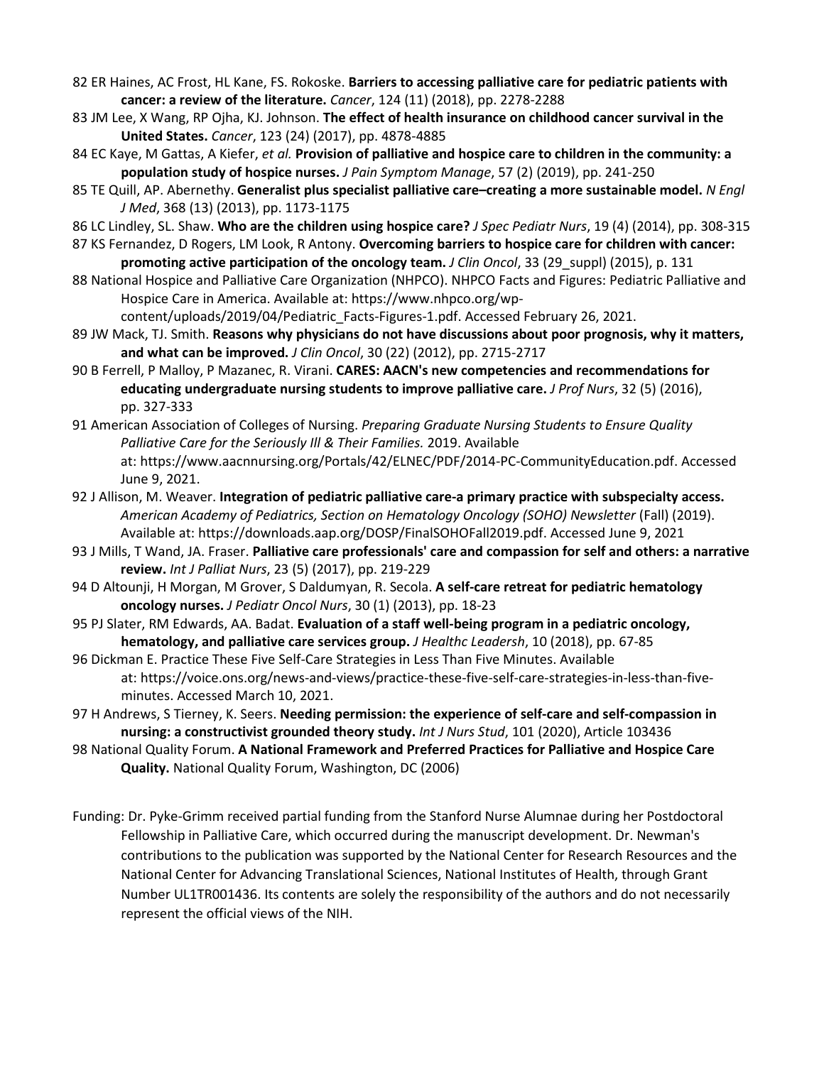82 ER Haines, AC Frost, HL Kane, FS. Rokoske. **Barriers to accessing palliative care for pediatric patients with cancer: a review of the literature.** *Cancer*, 124 (11) (2018), pp. 2278-2288

83 JM Lee, X Wang, RP Ojha, KJ. Johnson. **The effect of health insurance on childhood cancer survival in the United States.** *Cancer*, 123 (24) (2017), pp. 4878-4885

84 EC Kaye, M Gattas, A Kiefer, *et al.* **Provision of palliative and hospice care to children in the community: a population study of hospice nurses.** *J Pain Symptom Manage*, 57 (2) (2019), pp. 241-250

85 TE Quill, AP. Abernethy. **Generalist plus specialist palliative care–creating a more sustainable model.** *N Engl J Med*, 368 (13) (2013), pp. 1173-1175

86 LC Lindley, SL. Shaw. **Who are the children using hospice care?** *J Spec Pediatr Nurs*, 19 (4) (2014), pp. 308-315

87 KS Fernandez, D Rogers, LM Look, R Antony. **Overcoming barriers to hospice care for children with cancer: promoting active participation of the oncology team.** *J Clin Oncol*, 33 (29_suppl) (2015), p. 131

88 National Hospice and Palliative Care Organization (NHPCO). NHPCO Facts and Figures: Pediatric Palliative and Hospice Care in America. Available at: https://www.nhpco.org/wp-content/uploads/2019/04/Pediatric_Facts-Figures-1.pdf. Accessed February 26, 2021.

89 JW Mack, TJ. Smith. **Reasons why physicians do not have discussions about poor prognosis, why it matters, and what can be improved.** *J Clin Oncol*, 30 (22) (2012), pp. 2715-2717

90 B Ferrell, P Malloy, P Mazanec, R. Virani. **CARES: AACN's new competencies and recommendations for educating undergraduate nursing students to improve palliative care.** *J Prof Nurs*, 32 (5) (2016), pp. 327-333

91 American Association of Colleges of Nursing. *Preparing Graduate Nursing Students to Ensure Quality Palliative Care for the Seriously Ill & Their Families.* 2019. Available at: https://www.aacnnursing.org/Portals/42/ELNEC/PDF/2014-PC-CommunityEducation.pdf. Accessed June 9, 2021.

92 J Allison, M. Weaver. **Integration of pediatric palliative care-a primary practice with subspecialty access.** *American Academy of Pediatrics, Section on Hematology Oncology (SOHO) Newsletter* (Fall) (2019). Available at: https://downloads.aap.org/DOSP/FinalSOHOFall2019.pdf. Accessed June 9, 2021

93 J Mills, T Wand, JA. Fraser. **Palliative care professionals' care and compassion for self and others: a narrative review.** *Int J Palliat Nurs*, 23 (5) (2017), pp. 219-229

94 D Altounji, H Morgan, M Grover, S Daldumyan, R. Secola. **A self-care retreat for pediatric hematology oncology nurses.** *J Pediatr Oncol Nurs*, 30 (1) (2013), pp. 18-23

95 PJ Slater, RM Edwards, AA. Badat. **Evaluation of a staff well-being program in a pediatric oncology, hematology, and palliative care services group.** *J Healthc Leadersh*, 10 (2018), pp. 67-85

96 Dickman E. Practice These Five Self-Care Strategies in Less Than Five Minutes. Available at: https://voice.ons.org/news-and-views/practice-these-five-self-care-strategies-in-less-than-five-minutes. Accessed March 10, 2021.

97 H Andrews, S Tierney, K. Seers. **Needing permission: the experience of self-care and self-compassion in nursing: a constructivist grounded theory study.** *Int J Nurs Stud*, 101 (2020), Article 103436

98 National Quality Forum. **A National Framework and Preferred Practices for Palliative and Hospice Care Quality.** National Quality Forum, Washington, DC (2006)

Funding: Dr. Pyke-Grimm received partial funding from the Stanford Nurse Alumnae during her Postdoctoral Fellowship in Palliative Care, which occurred during the manuscript development. Dr. Newman's contributions to the publication was supported by the National Center for Research Resources and the National Center for Advancing Translational Sciences, National Institutes of Health, through Grant Number UL1TR001436. Its contents are solely the responsibility of the authors and do not necessarily represent the official views of the NIH.